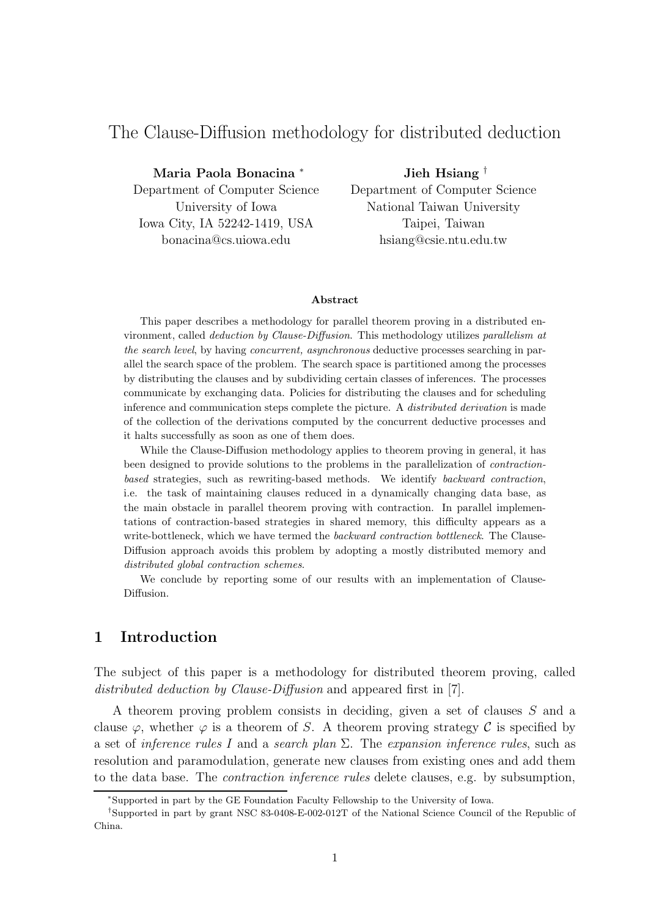// The Clause-Diffusion methodology for distributed deduction

**Maria Paola Bonacina** [*]
Department of Computer Science
University of Iowa
Iowa City, IA 52242-1419, USA
bonacina@cs.uiowa.edu

**Jieh Hsiang** [†]
Department of Computer Science
National Taiwan University
Taipei, Taiwan
hsiang@csie.ntu.edu.tw

**Abstract**

This paper describes a methodology for parallel theorem proving in a distributed environment, called *deduction by Clause-Diffusion*. This methodology utilizes *parallelism at the search level*, by having *concurrent, asynchronous* deductive processes searching in parallel the search space of the problem. The search space is partitioned among the processes by distributing the clauses and by subdividing certain classes of inferences. The processes communicate by exchanging data. Policies for distributing the clauses and for scheduling inference and communication steps complete the picture. A *distributed derivation* is made of the collection of the derivations computed by the concurrent deductive processes and it halts successfully as soon as one of them does.

While the Clause-Diffusion methodology applies to theorem proving in general, it has been designed to provide solutions to the problems in the parallelization of *contraction-based* strategies, such as rewriting-based methods. We identify *backward contraction*, i.e. the task of maintaining clauses reduced in a dynamically changing data base, as the main obstacle in parallel theorem proving with contraction. In parallel implementations of contraction-based strategies in shared memory, this difficulty appears as a write-bottleneck, which we have termed the *backward contraction bottleneck*. The Clause-Diffusion approach avoids this problem by adopting a mostly distributed memory and *distributed global contraction schemes*.

We conclude by reporting some of our results with an implementation of Clause-Diffusion.

## 1 Introduction

The subject of this paper is a methodology for distributed theorem proving, called *distributed deduction by Clause-Diffusion* and appeared first in [7].

A theorem proving problem consists in deciding, given a set of clauses $S$ and a clause $\varphi$, whether $\varphi$ is a theorem of $S$. A theorem proving strategy $\mathcal{C}$ is specified by a set of *inference rules* $I$ and a *search plan* $\Sigma$. The *expansion inference rules*, such as resolution and paramodulation, generate new clauses from existing ones and add them to the data base. The *contraction inference rules* delete clauses, e.g. by subsumption,

[*] Supported in part by the GE Foundation Faculty Fellowship to the University of Iowa.

[†] Supported in part by grant NSC 83-0408-E-002-012T of the National Science Council of the Republic of China.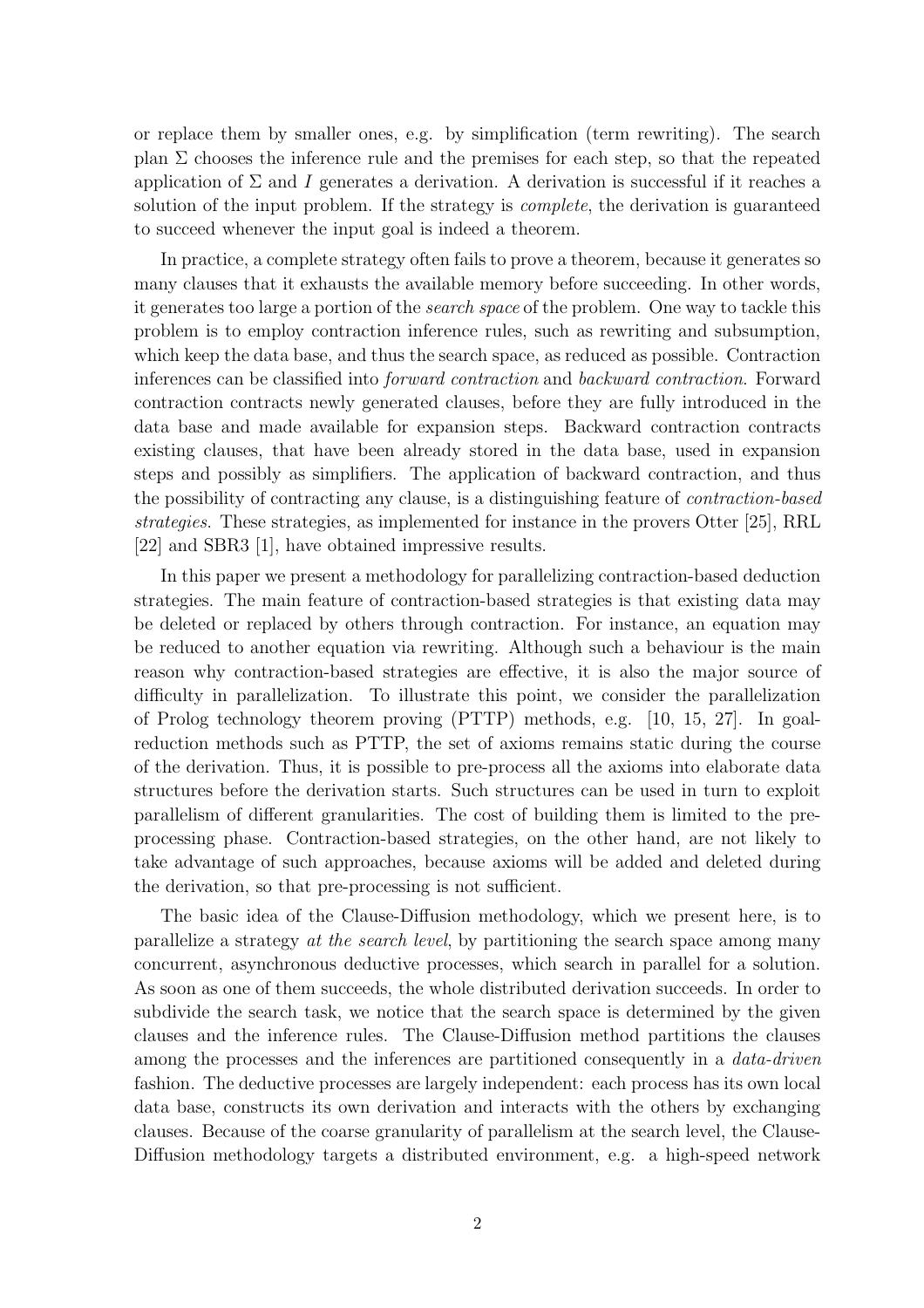or replace them by smaller ones, e.g. by simplification (term rewriting). The search plan $\Sigma$ chooses the inference rule and the premises for each step, so that the repeated application of $\Sigma$ and $I$ generates a derivation. A derivation is successful if it reaches a solution of the input problem. If the strategy is *complete*, the derivation is guaranteed to succeed whenever the input goal is indeed a theorem.

In practice, a complete strategy often fails to prove a theorem, because it generates so many clauses that it exhausts the available memory before succeeding. In other words, it generates too large a portion of the *search space* of the problem. One way to tackle this problem is to employ contraction inference rules, such as rewriting and subsumption, which keep the data base, and thus the search space, as reduced as possible. Contraction inferences can be classified into *forward contraction* and *backward contraction*. Forward contraction contracts newly generated clauses, before they are fully introduced in the data base and made available for expansion steps. Backward contraction contracts existing clauses, that have been already stored in the data base, used in expansion steps and possibly as simplifiers. The application of backward contraction, and thus the possibility of contracting any clause, is a distinguishing feature of *contraction-based strategies*. These strategies, as implemented for instance in the provers Otter [25], RRL [22] and SBR3 [1], have obtained impressive results.

In this paper we present a methodology for parallelizing contraction-based deduction strategies. The main feature of contraction-based strategies is that existing data may be deleted or replaced by others through contraction. For instance, an equation may be reduced to another equation via rewriting. Although such a behaviour is the main reason why contraction-based strategies are effective, it is also the major source of difficulty in parallelization. To illustrate this point, we consider the parallelization of Prolog technology theorem proving (PTTP) methods, e.g. [10, 15, 27]. In goal-reduction methods such as PTTP, the set of axioms remains static during the course of the derivation. Thus, it is possible to pre-process all the axioms into elaborate data structures before the derivation starts. Such structures can be used in turn to exploit parallelism of different granularities. The cost of building them is limited to the pre-processing phase. Contraction-based strategies, on the other hand, are not likely to take advantage of such approaches, because axioms will be added and deleted during the derivation, so that pre-processing is not sufficient.

The basic idea of the Clause-Diffusion methodology, which we present here, is to parallelize a strategy *at the search level*, by partitioning the search space among many concurrent, asynchronous deductive processes, which search in parallel for a solution. As soon as one of them succeeds, the whole distributed derivation succeeds. In order to subdivide the search task, we notice that the search space is determined by the given clauses and the inference rules. The Clause-Diffusion method partitions the clauses among the processes and the inferences are partitioned consequently in a *data-driven* fashion. The deductive processes are largely independent: each process has its own local data base, constructs its own derivation and interacts with the others by exchanging clauses. Because of the coarse granularity of parallelism at the search level, the Clause-Diffusion methodology targets a distributed environment, e.g. a high-speed network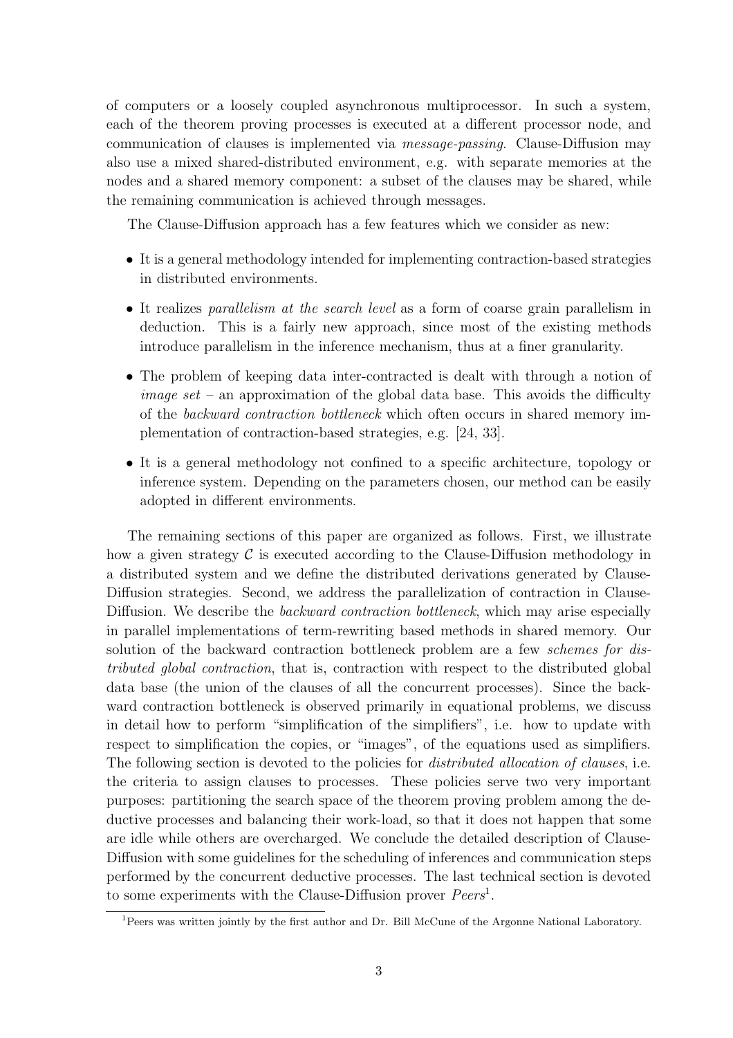of computers or a loosely coupled asynchronous multiprocessor. In such a system, each of the theorem proving processes is executed at a different processor node, and communication of clauses is implemented via *message-passing*. Clause-Diffusion may also use a mixed shared-distributed environment, e.g. with separate memories at the nodes and a shared memory component: a subset of the clauses may be shared, while the remaining communication is achieved through messages.

The Clause-Diffusion approach has a few features which we consider as new:

- It is a general methodology intended for implementing contraction-based strategies in distributed environments.
- It realizes *parallelism at the search level* as a form of coarse grain parallelism in deduction. This is a fairly new approach, since most of the existing methods introduce parallelism in the inference mechanism, thus at a finer granularity.
- The problem of keeping data inter-contracted is dealt with through a notion of *image set* – an approximation of the global data base. This avoids the difficulty of the *backward contraction bottleneck* which often occurs in shared memory implementation of contraction-based strategies, e.g. [24, 33].
- It is a general methodology not confined to a specific architecture, topology or inference system. Depending on the parameters chosen, our method can be easily adopted in different environments.

The remaining sections of this paper are organized as follows. First, we illustrate how a given strategy $\mathcal{C}$ is executed according to the Clause-Diffusion methodology in a distributed system and we define the distributed derivations generated by Clause-Diffusion strategies. Second, we address the parallelization of contraction in Clause-Diffusion. We describe the *backward contraction bottleneck*, which may arise especially in parallel implementations of term-rewriting based methods in shared memory. Our solution of the backward contraction bottleneck problem are a few *schemes for distributed global contraction*, that is, contraction with respect to the distributed global data base (the union of the clauses of all the concurrent processes). Since the backward contraction bottleneck is observed primarily in equational problems, we discuss in detail how to perform "simplification of the simplifiers", i.e. how to update with respect to simplification the copies, or "images", of the equations used as simplifiers. The following section is devoted to the policies for *distributed allocation of clauses*, i.e. the criteria to assign clauses to processes. These policies serve two very important purposes: partitioning the search space of the theorem proving problem among the deductive processes and balancing their work-load, so that it does not happen that some are idle while others are overcharged. We conclude the detailed description of Clause-Diffusion with some guidelines for the scheduling of inferences and communication steps performed by the concurrent deductive processes. The last technical section is devoted to some experiments with the Clause-Diffusion prover *Peers*[1].

[1]Peers was written jointly by the first author and Dr. Bill McCune of the Argonne National Laboratory.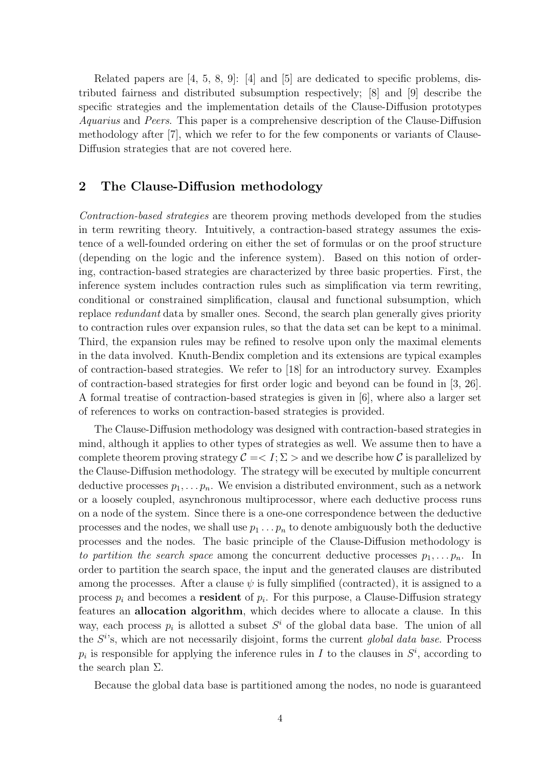Related papers are [4, 5, 8, 9]: [4] and [5] are dedicated to specific problems, distributed fairness and distributed subsumption respectively; [8] and [9] describe the specific strategies and the implementation details of the Clause-Diffusion prototypes *Aquarius* and *Peers*. This paper is a comprehensive description of the Clause-Diffusion methodology after [7], which we refer to for the few components or variants of Clause-Diffusion strategies that are not covered here.

## 2 The Clause-Diffusion methodology

*Contraction-based strategies* are theorem proving methods developed from the studies in term rewriting theory. Intuitively, a contraction-based strategy assumes the existence of a well-founded ordering on either the set of formulas or on the proof structure (depending on the logic and the inference system). Based on this notion of ordering, contraction-based strategies are characterized by three basic properties. First, the inference system includes contraction rules such as simplification via term rewriting, conditional or constrained simplification, clausal and functional subsumption, which replace *redundant* data by smaller ones. Second, the search plan generally gives priority to contraction rules over expansion rules, so that the data set can be kept to a minimal. Third, the expansion rules may be refined to resolve upon only the maximal elements in the data involved. Knuth-Bendix completion and its extensions are typical examples of contraction-based strategies. We refer to [18] for an introductory survey. Examples of contraction-based strategies for first order logic and beyond can be found in [3, 26]. A formal treatise of contraction-based strategies is given in [6], where also a larger set of references to works on contraction-based strategies is provided.

The Clause-Diffusion methodology was designed with contraction-based strategies in mind, although it applies to other types of strategies as well. We assume then to have a complete theorem proving strategy $\mathcal{C} =< I; \Sigma >$ and we describe how $\mathcal{C}$ is parallelized by the Clause-Diffusion methodology. The strategy will be executed by multiple concurrent deductive processes $p_1, \ldots p_n$. We envision a distributed environment, such as a network or a loosely coupled, asynchronous multiprocessor, where each deductive process runs on a node of the system. Since there is a one-one correspondence between the deductive processes and the nodes, we shall use $p_1 \ldots p_n$ to denote ambiguously both the deductive processes and the nodes. The basic principle of the Clause-Diffusion methodology is *to partition the search space* among the concurrent deductive processes $p_1, \ldots p_n$. In order to partition the search space, the input and the generated clauses are distributed among the processes. After a clause $\psi$ is fully simplified (contracted), it is assigned to a process $p_i$ and becomes a **resident** of $p_i$. For this purpose, a Clause-Diffusion strategy features an **allocation algorithm**, which decides where to allocate a clause. In this way, each process $p_i$ is allotted a subset $S^i$ of the global data base. The union of all the $S^i$'s, which are not necessarily disjoint, forms the current *global data base*. Process $p_i$ is responsible for applying the inference rules in $I$ to the clauses in $S^i$, according to the search plan $\Sigma$.

Because the global data base is partitioned among the nodes, no node is guaranteed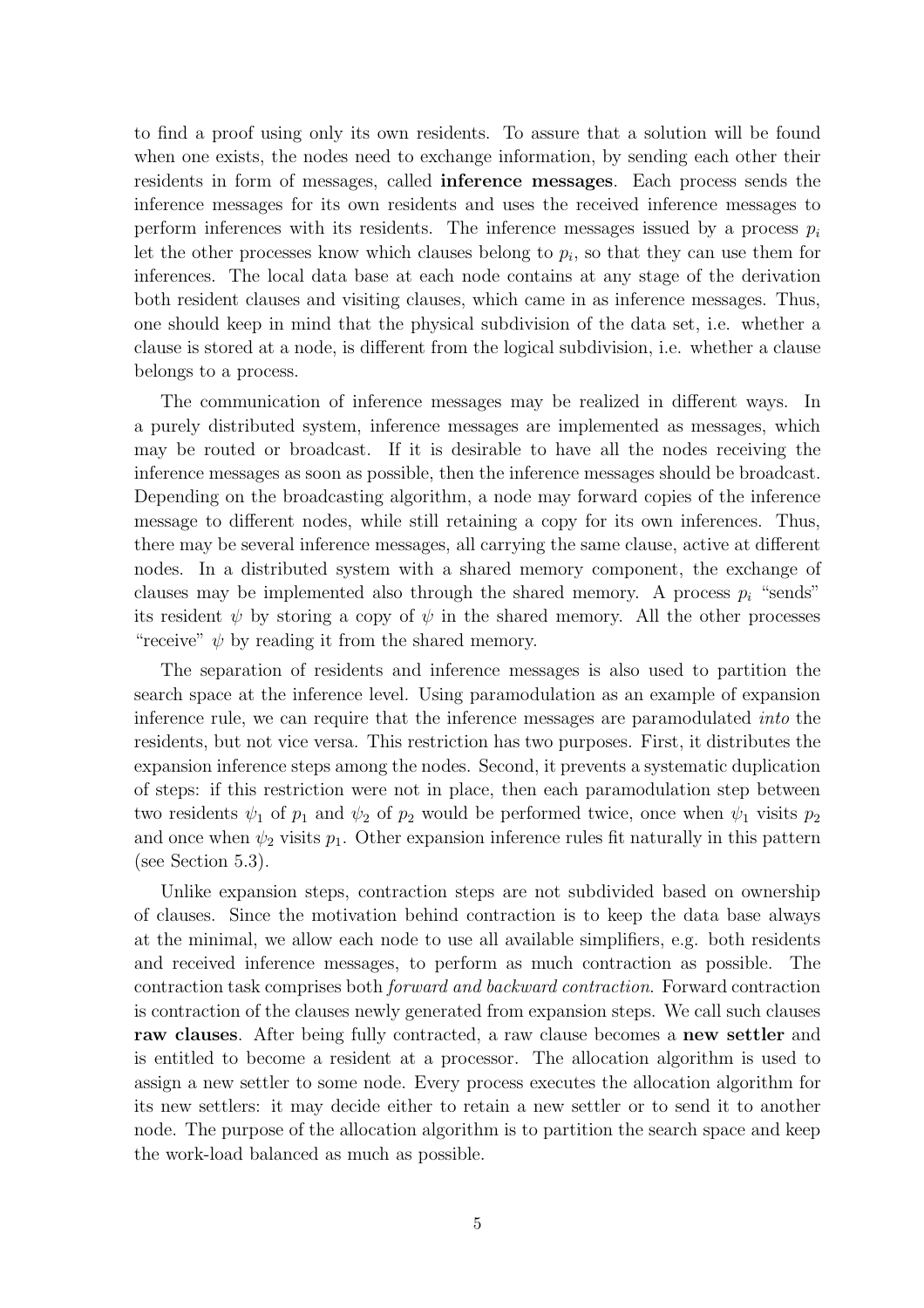to find a proof using only its own residents. To assure that a solution will be found when one exists, the nodes need to exchange information, by sending each other their residents in form of messages, called **inference messages**. Each process sends the inference messages for its own residents and uses the received inference messages to perform inferences with its residents. The inference messages issued by a process $p_i$ let the other processes know which clauses belong to $p_i$, so that they can use them for inferences. The local data base at each node contains at any stage of the derivation both resident clauses and visiting clauses, which came in as inference messages. Thus, one should keep in mind that the physical subdivision of the data set, i.e. whether a clause is stored at a node, is different from the logical subdivision, i.e. whether a clause belongs to a process.

The communication of inference messages may be realized in different ways. In a purely distributed system, inference messages are implemented as messages, which may be routed or broadcast. If it is desirable to have all the nodes receiving the inference messages as soon as possible, then the inference messages should be broadcast. Depending on the broadcasting algorithm, a node may forward copies of the inference message to different nodes, while still retaining a copy for its own inferences. Thus, there may be several inference messages, all carrying the same clause, active at different nodes. In a distributed system with a shared memory component, the exchange of clauses may be implemented also through the shared memory. A process $p_i$ "sends" its resident $\psi$ by storing a copy of $\psi$ in the shared memory. All the other processes "receive" $\psi$ by reading it from the shared memory.

The separation of residents and inference messages is also used to partition the search space at the inference level. Using paramodulation as an example of expansion inference rule, we can require that the inference messages are paramodulated *into* the residents, but not vice versa. This restriction has two purposes. First, it distributes the expansion inference steps among the nodes. Second, it prevents a systematic duplication of steps: if this restriction were not in place, then each paramodulation step between two residents $\psi_1$ of $p_1$ and $\psi_2$ of $p_2$ would be performed twice, once when $\psi_1$ visits $p_2$ and once when $\psi_2$ visits $p_1$. Other expansion inference rules fit naturally in this pattern (see Section 5.3).

Unlike expansion steps, contraction steps are not subdivided based on ownership of clauses. Since the motivation behind contraction is to keep the data base always at the minimal, we allow each node to use all available simplifiers, e.g. both residents and received inference messages, to perform as much contraction as possible. The contraction task comprises both *forward and backward contraction*. Forward contraction is contraction of the clauses newly generated from expansion steps. We call such clauses **raw clauses**. After being fully contracted, a raw clause becomes a **new settler** and is entitled to become a resident at a processor. The allocation algorithm is used to assign a new settler to some node. Every process executes the allocation algorithm for its new settlers: it may decide either to retain a new settler or to send it to another node. The purpose of the allocation algorithm is to partition the search space and keep the work-load balanced as much as possible.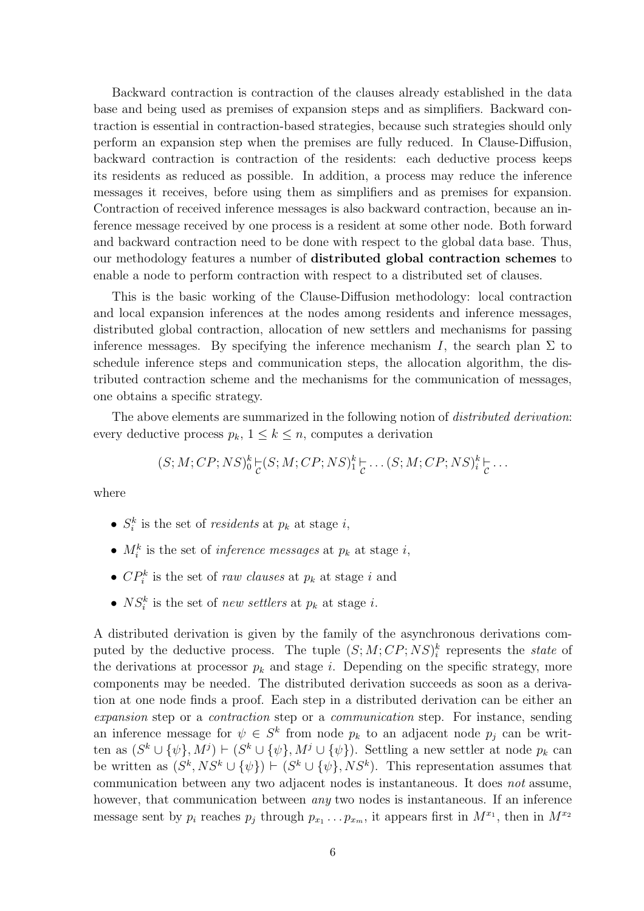Backward contraction is contraction of the clauses already established in the data base and being used as premises of expansion steps and as simplifiers. Backward contraction is essential in contraction-based strategies, because such strategies should only perform an expansion step when the premises are fully reduced. In Clause-Diffusion, backward contraction is contraction of the residents: each deductive process keeps its residents as reduced as possible. In addition, a process may reduce the inference messages it receives, before using them as simplifiers and as premises for expansion. Contraction of received inference messages is also backward contraction, because an inference message received by one process is a resident at some other node. Both forward and backward contraction need to be done with respect to the global data base. Thus, our methodology features a number of **distributed global contraction schemes** to enable a node to perform contraction with respect to a distributed set of clauses.

This is the basic working of the Clause-Diffusion methodology: local contraction and local expansion inferences at the nodes among residents and inference messages, distributed global contraction, allocation of new settlers and mechanisms for passing inference messages. By specifying the inference mechanism $I$, the search plan $\Sigma$ to schedule inference steps and communication steps, the allocation algorithm, the distributed contraction scheme and the mechanisms for the communication of messages, one obtains a specific strategy.

The above elements are summarized in the following notion of *distributed derivation*: every deductive process $p_k$, $1 \leq k \leq n$, computes a derivation

$$(S;M;CP;NS)^k_0 \underset{\mathcal{C}}{\vdash} (S;M;CP;NS)^k_1 \underset{\mathcal{C}}{\vdash} \ldots (S;M;CP;NS)^k_i \underset{\mathcal{C}}{\vdash} \ldots$$

where

- $S^k_i$ is the set of *residents* at $p_k$ at stage $i$,
- $M^k_i$ is the set of *inference messages* at $p_k$ at stage $i$,
- $CP^k_i$ is the set of *raw clauses* at $p_k$ at stage $i$ and
- $NS^k_i$ is the set of *new settlers* at $p_k$ at stage $i$.

A distributed derivation is given by the family of the asynchronous derivations computed by the deductive process. The tuple $(S;M;CP;NS)^k_i$ represents the *state* of the derivations at processor $p_k$ and stage $i$. Depending on the specific strategy, more components may be needed. The distributed derivation succeeds as soon as a derivation at one node finds a proof. Each step in a distributed derivation can be either an *expansion* step or a *contraction* step or a *communication* step. For instance, sending an inference message for $\psi \in S^k$ from node $p_k$ to an adjacent node $p_j$ can be written as $(S^k \cup \{\psi\}, M^j) \vdash (S^k \cup \{\psi\}, M^j \cup \{\psi\})$. Settling a new settler at node $p_k$ can be written as $(S^k, NS^k \cup \{\psi\}) \vdash (S^k \cup \{\psi\}, NS^k)$. This representation assumes that communication between any two adjacent nodes is instantaneous. It does *not* assume, however, that communication between *any* two nodes is instantaneous. If an inference message sent by $p_i$ reaches $p_j$ through $p_{x_1} \ldots p_{x_m}$, it appears first in $M^{x_1}$, then in $M^{x_2}$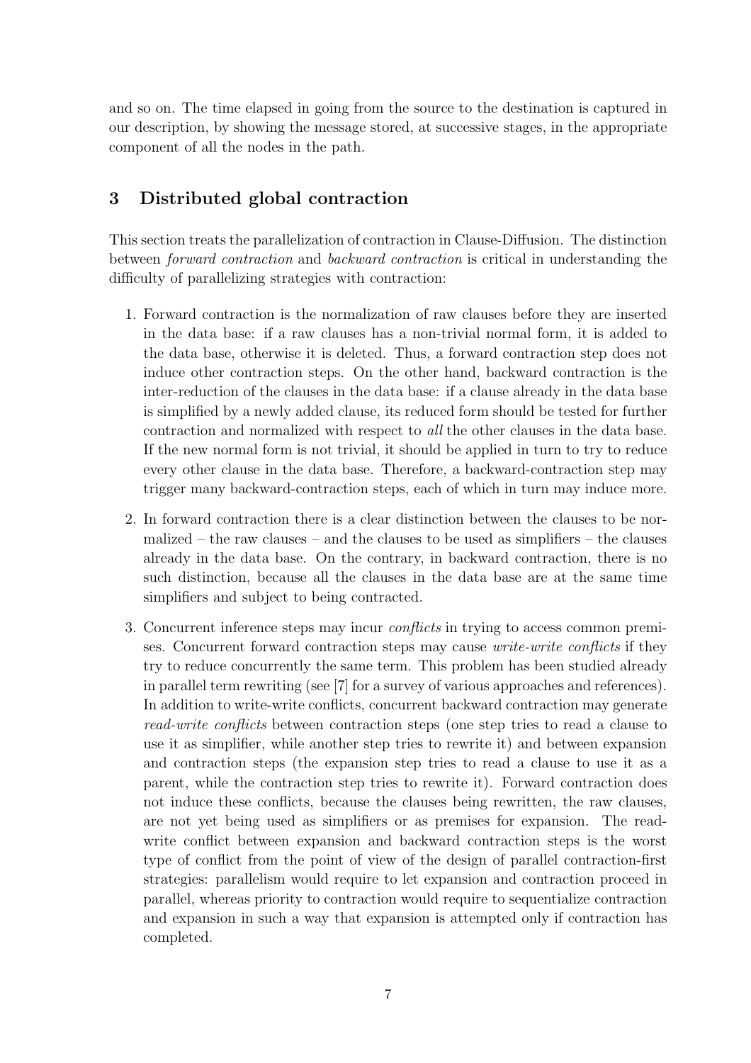and so on. The time elapsed in going from the source to the destination is captured in our description, by showing the message stored, at successive stages, in the appropriate component of all the nodes in the path.

## 3 Distributed global contraction

This section treats the parallelization of contraction in Clause-Diffusion. The distinction between *forward contraction* and *backward contraction* is critical in understanding the difficulty of parallelizing strategies with contraction:

1. Forward contraction is the normalization of raw clauses before they are inserted in the data base: if a raw clauses has a non-trivial normal form, it is added to the data base, otherwise it is deleted. Thus, a forward contraction step does not induce other contraction steps. On the other hand, backward contraction is the inter-reduction of the clauses in the data base: if a clause already in the data base is simplified by a newly added clause, its reduced form should be tested for further contraction and normalized with respect to *all* the other clauses in the data base. If the new normal form is not trivial, it should be applied in turn to try to reduce every other clause in the data base. Therefore, a backward-contraction step may trigger many backward-contraction steps, each of which in turn may induce more.

2. In forward contraction there is a clear distinction between the clauses to be normalized – the raw clauses – and the clauses to be used as simplifiers – the clauses already in the data base. On the contrary, in backward contraction, there is no such distinction, because all the clauses in the data base are at the same time simplifiers and subject to being contracted.

3. Concurrent inference steps may incur *conflicts* in trying to access common premises. Concurrent forward contraction steps may cause *write-write conflicts* if they try to reduce concurrently the same term. This problem has been studied already in parallel term rewriting (see [7] for a survey of various approaches and references). In addition to write-write conflicts, concurrent backward contraction may generate *read-write conflicts* between contraction steps (one step tries to read a clause to use it as simplifier, while another step tries to rewrite it) and between expansion and contraction steps (the expansion step tries to read a clause to use it as a parent, while the contraction step tries to rewrite it). Forward contraction does not induce these conflicts, because the clauses being rewritten, the raw clauses, are not yet being used as simplifiers or as premises for expansion. The read-write conflict between expansion and backward contraction steps is the worst type of conflict from the point of view of the design of parallel contraction-first strategies: parallelism would require to let expansion and contraction proceed in parallel, whereas priority to contraction would require to sequentialize contraction and expansion in such a way that expansion is attempted only if contraction has completed.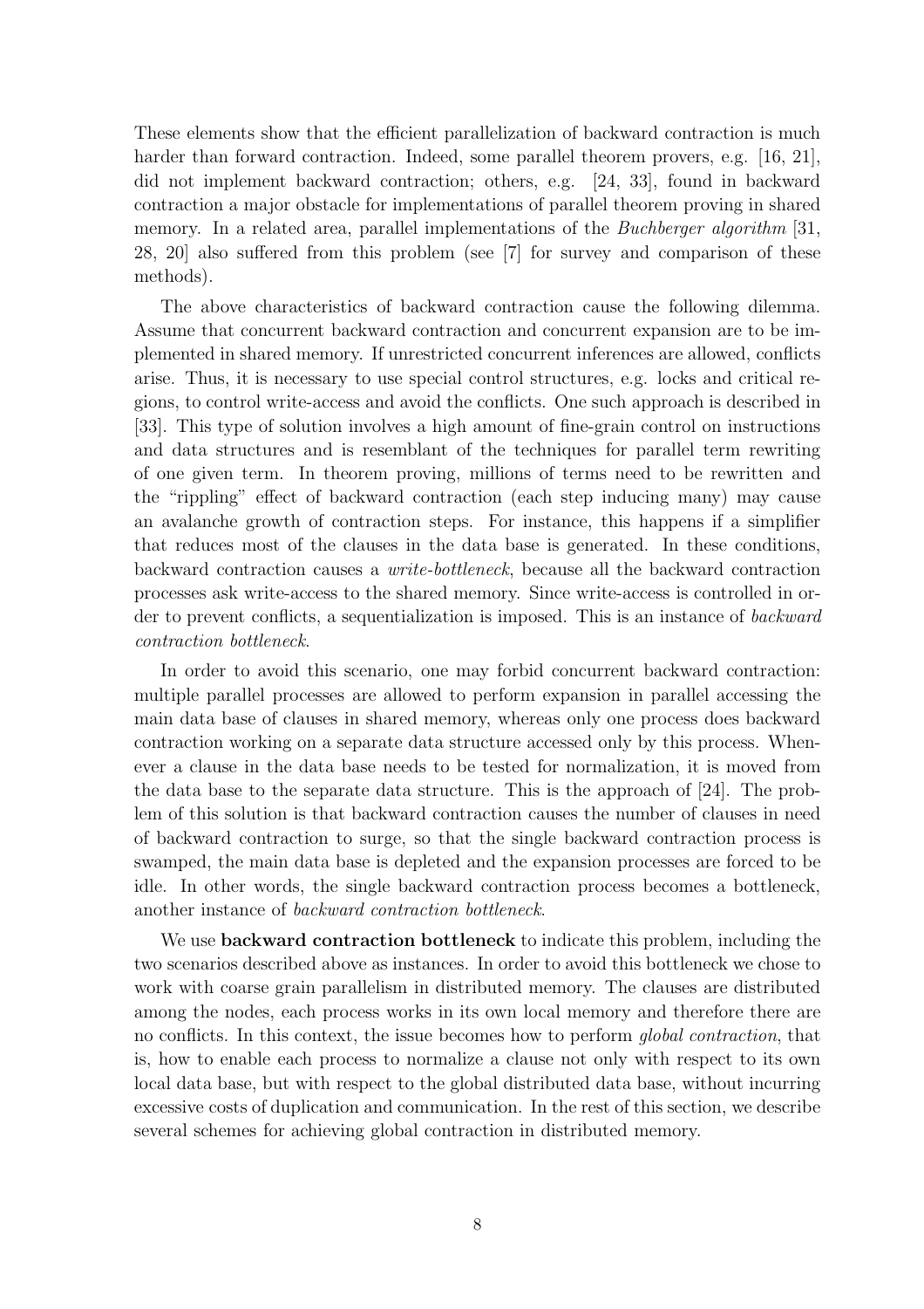These elements show that the efficient parallelization of backward contraction is much harder than forward contraction. Indeed, some parallel theorem provers, e.g. [16, 21], did not implement backward contraction; others, e.g. [24, 33], found in backward contraction a major obstacle for implementations of parallel theorem proving in shared memory. In a related area, parallel implementations of the *Buchberger algorithm* [31, 28, 20] also suffered from this problem (see [7] for survey and comparison of these methods).

The above characteristics of backward contraction cause the following dilemma. Assume that concurrent backward contraction and concurrent expansion are to be implemented in shared memory. If unrestricted concurrent inferences are allowed, conflicts arise. Thus, it is necessary to use special control structures, e.g. locks and critical regions, to control write-access and avoid the conflicts. One such approach is described in [33]. This type of solution involves a high amount of fine-grain control on instructions and data structures and is resemblant of the techniques for parallel term rewriting of one given term. In theorem proving, millions of terms need to be rewritten and the "rippling" effect of backward contraction (each step inducing many) may cause an avalanche growth of contraction steps. For instance, this happens if a simplifier that reduces most of the clauses in the data base is generated. In these conditions, backward contraction causes a *write-bottleneck*, because all the backward contraction processes ask write-access to the shared memory. Since write-access is controlled in order to prevent conflicts, a sequentialization is imposed. This is an instance of *backward contraction bottleneck*.

In order to avoid this scenario, one may forbid concurrent backward contraction: multiple parallel processes are allowed to perform expansion in parallel accessing the main data base of clauses in shared memory, whereas only one process does backward contraction working on a separate data structure accessed only by this process. Whenever a clause in the data base needs to be tested for normalization, it is moved from the data base to the separate data structure. This is the approach of [24]. The problem of this solution is that backward contraction causes the number of clauses in need of backward contraction to surge, so that the single backward contraction process is swamped, the main data base is depleted and the expansion processes are forced to be idle. In other words, the single backward contraction process becomes a bottleneck, another instance of *backward contraction bottleneck*.

We use **backward contraction bottleneck** to indicate this problem, including the two scenarios described above as instances. In order to avoid this bottleneck we chose to work with coarse grain parallelism in distributed memory. The clauses are distributed among the nodes, each process works in its own local memory and therefore there are no conflicts. In this context, the issue becomes how to perform *global contraction*, that is, how to enable each process to normalize a clause not only with respect to its own local data base, but with respect to the global distributed data base, without incurring excessive costs of duplication and communication. In the rest of this section, we describe several schemes for achieving global contraction in distributed memory.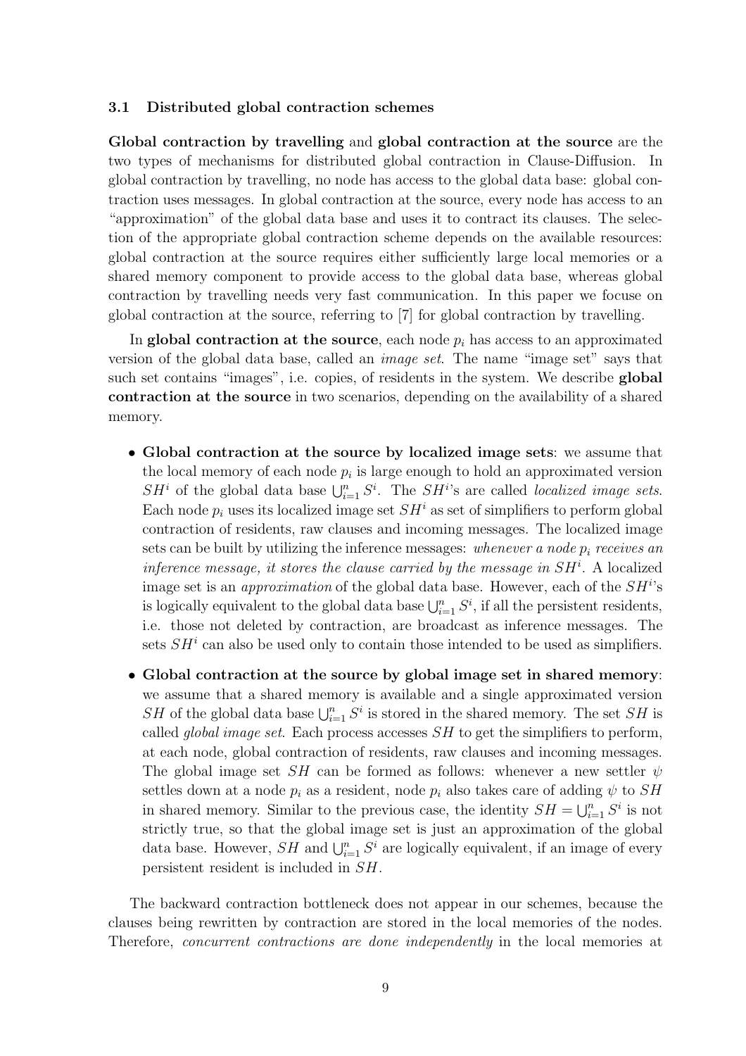### 3.1 Distributed global contraction schemes

**Global contraction by travelling** and **global contraction at the source** are the two types of mechanisms for distributed global contraction in Clause-Diffusion. In global contraction by travelling, no node has access to the global data base: global contraction uses messages. In global contraction at the source, every node has access to an "approximation" of the global data base and uses it to contract its clauses. The selection of the appropriate global contraction scheme depends on the available resources: global contraction at the source requires either sufficiently large local memories or a shared memory component to provide access to the global data base, whereas global contraction by travelling needs very fast communication. In this paper we focuse on global contraction at the source, referring to [7] for global contraction by travelling.

In **global contraction at the source**, each node $p_i$ has access to an approximated version of the global data base, called an *image set*. The name "image set" says that such set contains "images", i.e. copies, of residents in the system. We describe **global contraction at the source** in two scenarios, depending on the availability of a shared memory.

- **Global contraction at the source by localized image sets**: we assume that the local memory of each node $p_i$ is large enough to hold an approximated version $SH^i$ of the global data base $\bigcup_{i=1}^{n} S^i$. The $SH^i$'s are called *localized image sets*. Each node $p_i$ uses its localized image set $SH^i$ as set of simplifiers to perform global contraction of residents, raw clauses and incoming messages. The localized image sets can be built by utilizing the inference messages: *whenever a node $p_i$ receives an inference message, it stores the clause carried by the message in $SH^i$*. A localized image set is an *approximation* of the global data base. However, each of the $SH^i$'s is logically equivalent to the global data base $\bigcup_{i=1}^{n} S^i$, if all the persistent residents, i.e. those not deleted by contraction, are broadcast as inference messages. The sets $SH^i$ can also be used only to contain those intended to be used as simplifiers.
- **Global contraction at the source by global image set in shared memory**: we assume that a shared memory is available and a single approximated version $SH$ of the global data base $\bigcup_{i=1}^{n} S^i$ is stored in the shared memory. The set $SH$ is called *global image set*. Each process accesses $SH$ to get the simplifiers to perform, at each node, global contraction of residents, raw clauses and incoming messages. The global image set $SH$ can be formed as follows: whenever a new settler $\psi$ settles down at a node $p_i$ as a resident, node $p_i$ also takes care of adding $\psi$ to $SH$ in shared memory. Similar to the previous case, the identity $SH = \bigcup_{i=1}^{n} S^i$ is not strictly true, so that the global image set is just an approximation of the global data base. However, $SH$ and $\bigcup_{i=1}^{n} S^i$ are logically equivalent, if an image of every persistent resident is included in $SH$.

The backward contraction bottleneck does not appear in our schemes, because the clauses being rewritten by contraction are stored in the local memories of the nodes. Therefore, *concurrent contractions are done independently* in the local memories at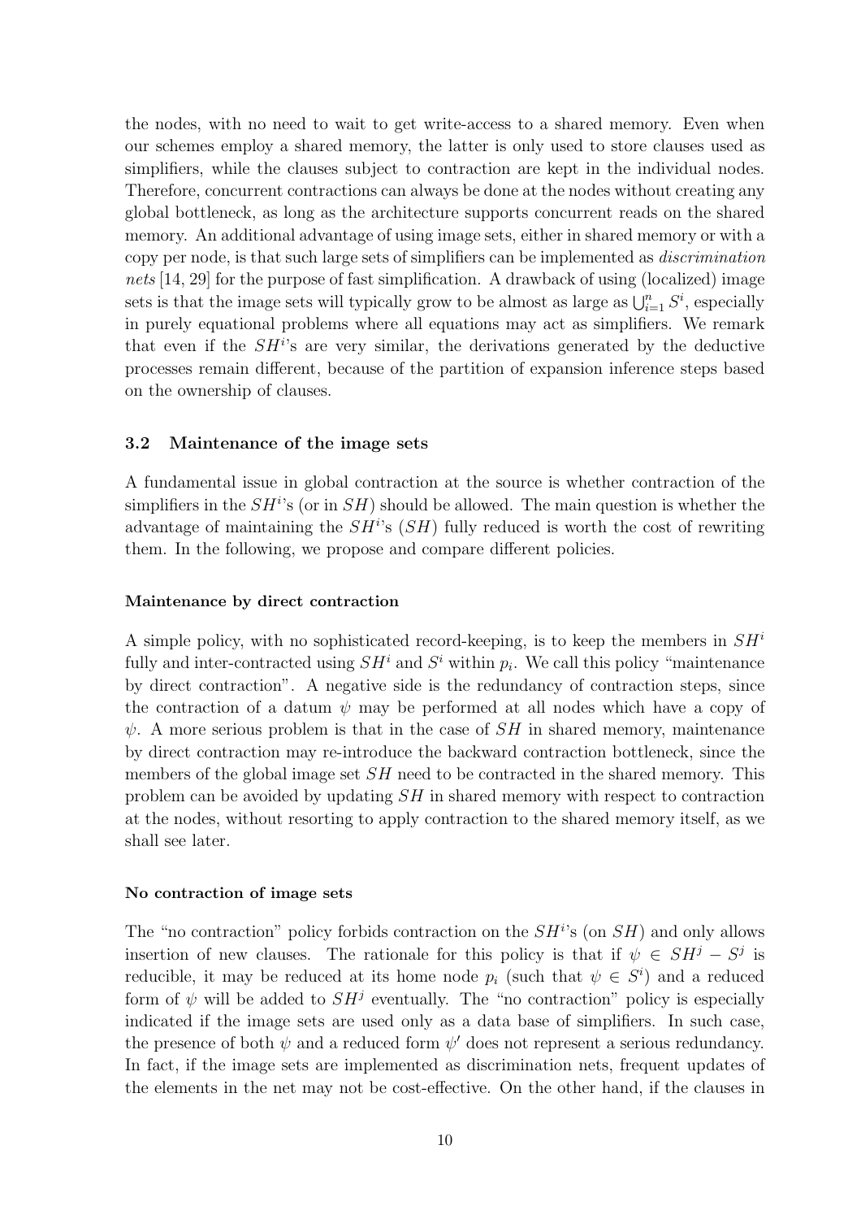the nodes, with no need to wait to get write-access to a shared memory. Even when our schemes employ a shared memory, the latter is only used to store clauses used as simplifiers, while the clauses subject to contraction are kept in the individual nodes. Therefore, concurrent contractions can always be done at the nodes without creating any global bottleneck, as long as the architecture supports concurrent reads on the shared memory. An additional advantage of using image sets, either in shared memory or with a copy per node, is that such large sets of simplifiers can be implemented as *discrimination nets* [14, 29] for the purpose of fast simplification. A drawback of using (localized) image sets is that the image sets will typically grow to be almost as large as $\bigcup_{i=1}^{n} S^i$, especially in purely equational problems where all equations may act as simplifiers. We remark that even if the $SH^i$'s are very similar, the derivations generated by the deductive processes remain different, because of the partition of expansion inference steps based on the ownership of clauses.

### 3.2 Maintenance of the image sets

A fundamental issue in global contraction at the source is whether contraction of the simplifiers in the $SH^i$'s (or in $SH$) should be allowed. The main question is whether the advantage of maintaining the $SH^i$'s ($SH$) fully reduced is worth the cost of rewriting them. In the following, we propose and compare different policies.

#### Maintenance by direct contraction

A simple policy, with no sophisticated record-keeping, is to keep the members in $SH^i$ fully and inter-contracted using $SH^i$ and $S^i$ within $p_i$. We call this policy "maintenance by direct contraction". A negative side is the redundancy of contraction steps, since the contraction of a datum $\psi$ may be performed at all nodes which have a copy of $\psi$. A more serious problem is that in the case of $SH$ in shared memory, maintenance by direct contraction may re-introduce the backward contraction bottleneck, since the members of the global image set $SH$ need to be contracted in the shared memory. This problem can be avoided by updating $SH$ in shared memory with respect to contraction at the nodes, without resorting to apply contraction to the shared memory itself, as we shall see later.

#### No contraction of image sets

The "no contraction" policy forbids contraction on the $SH^i$'s (on $SH$) and only allows insertion of new clauses. The rationale for this policy is that if $\psi \in SH^j - S^j$ is reducible, it may be reduced at its home node $p_i$ (such that $\psi \in S^i$) and a reduced form of $\psi$ will be added to $SH^j$ eventually. The "no contraction" policy is especially indicated if the image sets are used only as a data base of simplifiers. In such case, the presence of both $\psi$ and a reduced form $\psi'$ does not represent a serious redundancy. In fact, if the image sets are implemented as discrimination nets, frequent updates of the elements in the net may not be cost-effective. On the other hand, if the clauses in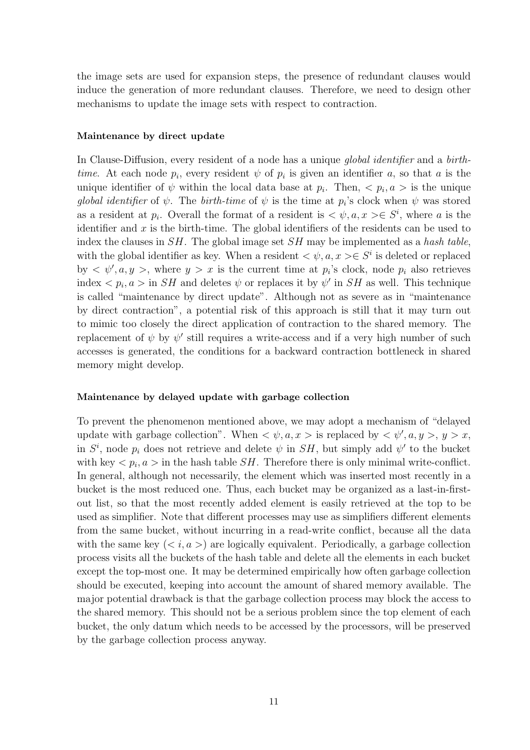the image sets are used for expansion steps, the presence of redundant clauses would induce the generation of more redundant clauses. Therefore, we need to design other mechanisms to update the image sets with respect to contraction.

**Maintenance by direct update**

In Clause-Diffusion, every resident of a node has a unique *global identifier* and a *birth-time*. At each node $p_i$, every resident $\psi$ of $p_i$ is given an identifier $a$, so that $a$ is the unique identifier of $\psi$ within the local data base at $p_i$. Then, $< p_i, a >$ is the unique *global identifier* of $\psi$. The *birth-time* of $\psi$ is the time at $p_i$'s clock when $\psi$ was stored as a resident at $p_i$. Overall the format of a resident is $< \psi, a, x > \in S^i$, where $a$ is the identifier and $x$ is the birth-time. The global identifiers of the residents can be used to index the clauses in $SH$. The global image set $SH$ may be implemented as a *hash table*, with the global identifier as key. When a resident $< \psi, a, x > \in S^i$ is deleted or replaced by $< \psi', a, y >$, where $y > x$ is the current time at $p_i$'s clock, node $p_i$ also retrieves index $< p_i, a >$ in $SH$ and deletes $\psi$ or replaces it by $\psi'$ in $SH$ as well. This technique is called "maintenance by direct update". Although not as severe as in "maintenance by direct contraction", a potential risk of this approach is still that it may turn out to mimic too closely the direct application of contraction to the shared memory. The replacement of $\psi$ by $\psi'$ still requires a write-access and if a very high number of such accesses is generated, the conditions for a backward contraction bottleneck in shared memory might develop.

**Maintenance by delayed update with garbage collection**

To prevent the phenomenon mentioned above, we may adopt a mechanism of "delayed update with garbage collection". When $< \psi, a, x >$ is replaced by $< \psi', a, y >$, $y > x$, in $S^i$, node $p_i$ does not retrieve and delete $\psi$ in $SH$, but simply add $\psi'$ to the bucket with key $< p_i, a >$ in the hash table $SH$. Therefore there is only minimal write-conflict. In general, although not necessarily, the element which was inserted most recently in a bucket is the most reduced one. Thus, each bucket may be organized as a last-in-first-out list, so that the most recently added element is easily retrieved at the top to be used as simplifier. Note that different processes may use as simplifiers different elements from the same bucket, without incurring in a read-write conflict, because all the data with the same key ($< i, a >$) are logically equivalent. Periodically, a garbage collection process visits all the buckets of the hash table and delete all the elements in each bucket except the top-most one. It may be determined empirically how often garbage collection should be executed, keeping into account the amount of shared memory available. The major potential drawback is that the garbage collection process may block the access to the shared memory. This should not be a serious problem since the top element of each bucket, the only datum which needs to be accessed by the processors, will be preserved by the garbage collection process anyway.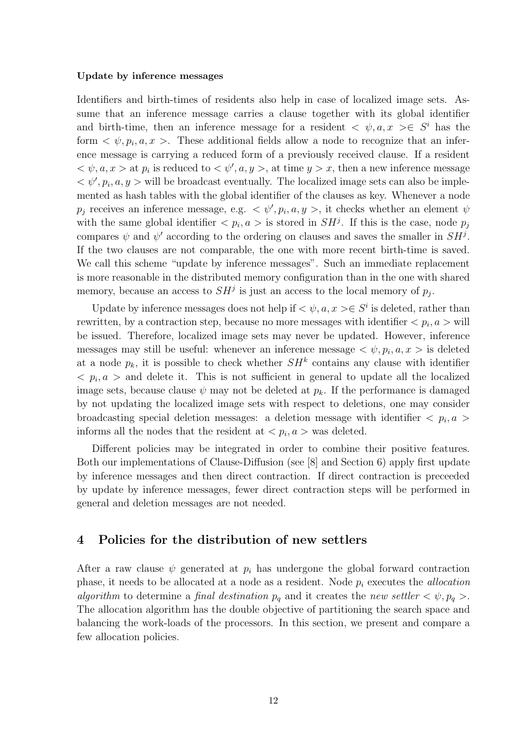**Update by inference messages**

Identifiers and birth-times of residents also help in case of localized image sets. Assume that an inference message carries a clause together with its global identifier and birth-time, then an inference message for a resident $< \psi, a, x > \in S^i$ has the form $< \psi, p_i, a, x >$. These additional fields allow a node to recognize that an inference message is carrying a reduced form of a previously received clause. If a resident $< \psi, a, x >$ at $p_i$ is reduced to $< \psi', a, y >$, at time $y > x$, then a new inference message $< \psi', p_i, a, y >$ will be broadcast eventually. The localized image sets can also be implemented as hash tables with the global identifier of the clauses as key. Whenever a node $p_j$ receives an inference message, e.g. $< \psi', p_i, a, y >$, it checks whether an element $\psi$ with the same global identifier $< p_i, a >$ is stored in $SH^j$. If this is the case, node $p_j$ compares $\psi$ and $\psi'$ according to the ordering on clauses and saves the smaller in $SH^j$. If the two clauses are not comparable, the one with more recent birth-time is saved. We call this scheme "update by inference messages". Such an immediate replacement is more reasonable in the distributed memory configuration than in the one with shared memory, because an access to $SH^j$ is just an access to the local memory of $p_j$.

Update by inference messages does not help if $< \psi, a, x > \in S^i$ is deleted, rather than rewritten, by a contraction step, because no more messages with identifier $< p_i, a >$ will be issued. Therefore, localized image sets may never be updated. However, inference messages may still be useful: whenever an inference message $< \psi, p_i, a, x >$ is deleted at a node $p_k$, it is possible to check whether $SH^k$ contains any clause with identifier $< p_i, a >$ and delete it. This is not sufficient in general to update all the localized image sets, because clause $\psi$ may not be deleted at $p_k$. If the performance is damaged by not updating the localized image sets with respect to deletions, one may consider broadcasting special deletion messages: a deletion message with identifier $< p_i, a >$ informs all the nodes that the resident at $< p_i, a >$ was deleted.

Different policies may be integrated in order to combine their positive features. Both our implementations of Clause-Diffusion (see [8] and Section 6) apply first update by inference messages and then direct contraction. If direct contraction is preceeded by update by inference messages, fewer direct contraction steps will be performed in general and deletion messages are not needed.

## 4 Policies for the distribution of new settlers

After a raw clause $\psi$ generated at $p_i$ has undergone the global forward contraction phase, it needs to be allocated at a node as a resident. Node $p_i$ executes the *allocation algorithm* to determine a *final destination* $p_q$ and it creates the *new settler* $< \psi, p_q >$. The allocation algorithm has the double objective of partitioning the search space and balancing the work-loads of the processors. In this section, we present and compare a few allocation policies.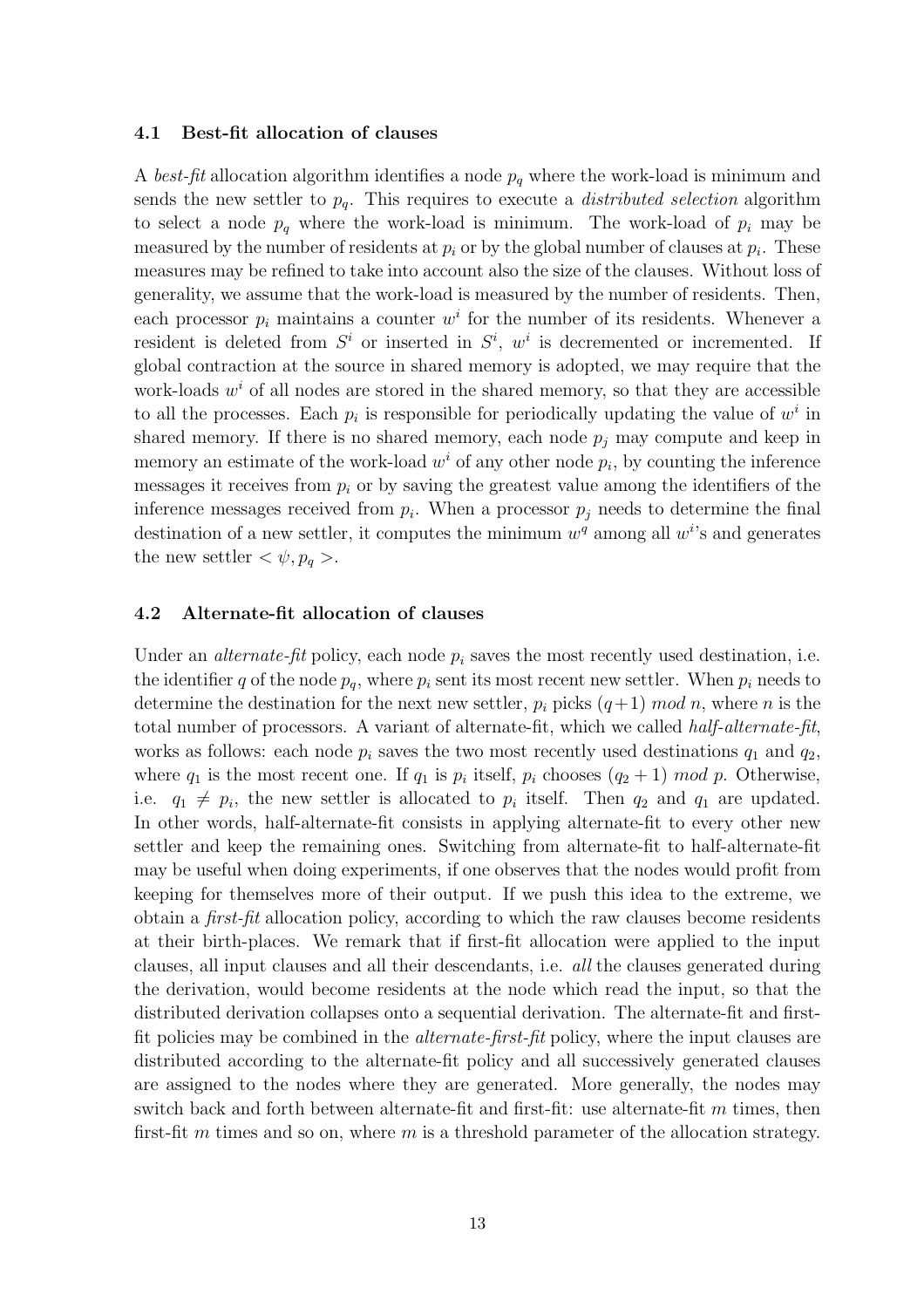### 4.1 Best-fit allocation of clauses

A *best-fit* allocation algorithm identifies a node $p_q$ where the work-load is minimum and sends the new settler to $p_q$. This requires to execute a *distributed selection* algorithm to select a node $p_q$ where the work-load is minimum. The work-load of $p_i$ may be measured by the number of residents at $p_i$ or by the global number of clauses at $p_i$. These measures may be refined to take into account also the size of the clauses. Without loss of generality, we assume that the work-load is measured by the number of residents. Then, each processor $p_i$ maintains a counter $w^i$ for the number of its residents. Whenever a resident is deleted from $S^i$ or inserted in $S^i$, $w^i$ is decremented or incremented. If global contraction at the source in shared memory is adopted, we may require that the work-loads $w^i$ of all nodes are stored in the shared memory, so that they are accessible to all the processes. Each $p_i$ is responsible for periodically updating the value of $w^i$ in shared memory. If there is no shared memory, each node $p_j$ may compute and keep in memory an estimate of the work-load $w^i$ of any other node $p_i$, by counting the inference messages it receives from $p_i$ or by saving the greatest value among the identifiers of the inference messages received from $p_i$. When a processor $p_j$ needs to determine the final destination of a new settler, it computes the minimum $w^q$ among all $w^i$'s and generates the new settler $< \psi, p_q >$.

### 4.2 Alternate-fit allocation of clauses

Under an *alternate-fit* policy, each node $p_i$ saves the most recently used destination, i.e. the identifier $q$ of the node $p_q$, where $p_i$ sent its most recent new settler. When $p_i$ needs to determine the destination for the next new settler, $p_i$ picks $(q+1)\ mod\ n$, where $n$ is the total number of processors. A variant of alternate-fit, which we called *half-alternate-fit*, works as follows: each node $p_i$ saves the two most recently used destinations $q_1$ and $q_2$, where $q_1$ is the most recent one. If $q_1$ is $p_i$ itself, $p_i$ chooses $(q_2+1)\ mod\ p$. Otherwise, i.e. $q_1 \neq p_i$, the new settler is allocated to $p_i$ itself. Then $q_2$ and $q_1$ are updated. In other words, half-alternate-fit consists in applying alternate-fit to every other new settler and keep the remaining ones. Switching from alternate-fit to half-alternate-fit may be useful when doing experiments, if one observes that the nodes would profit from keeping for themselves more of their output. If we push this idea to the extreme, we obtain a *first-fit* allocation policy, according to which the raw clauses become residents at their birth-places. We remark that if first-fit allocation were applied to the input clauses, all input clauses and all their descendants, i.e. *all* the clauses generated during the derivation, would become residents at the node which read the input, so that the distributed derivation collapses onto a sequential derivation. The alternate-fit and first-fit policies may be combined in the *alternate-first-fit* policy, where the input clauses are distributed according to the alternate-fit policy and all successively generated clauses are assigned to the nodes where they are generated. More generally, the nodes may switch back and forth between alternate-fit and first-fit: use alternate-fit $m$ times, then first-fit $m$ times and so on, where $m$ is a threshold parameter of the allocation strategy.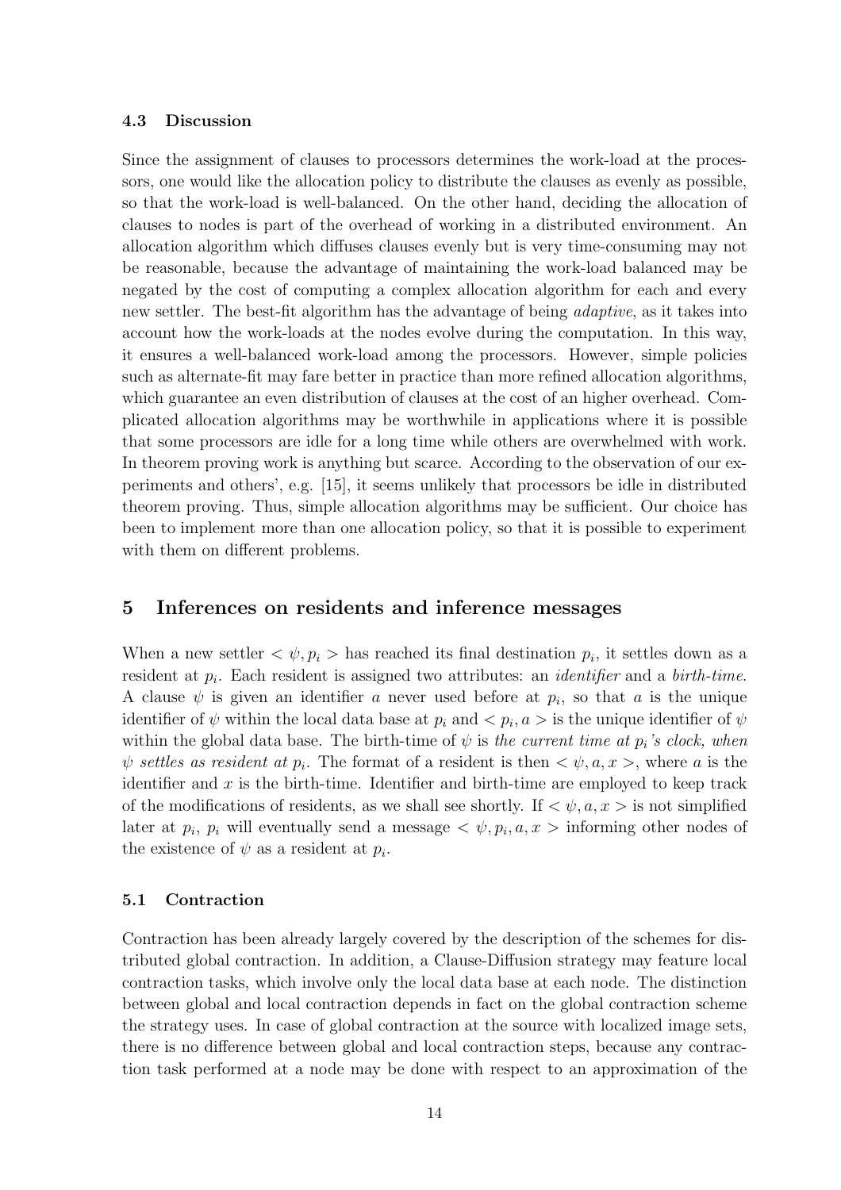### 4.3 Discussion

Since the assignment of clauses to processors determines the work-load at the processors, one would like the allocation policy to distribute the clauses as evenly as possible, so that the work-load is well-balanced. On the other hand, deciding the allocation of clauses to nodes is part of the overhead of working in a distributed environment. An allocation algorithm which diffuses clauses evenly but is very time-consuming may not be reasonable, because the advantage of maintaining the work-load balanced may be negated by the cost of computing a complex allocation algorithm for each and every new settler. The best-fit algorithm has the advantage of being *adaptive*, as it takes into account how the work-loads at the nodes evolve during the computation. In this way, it ensures a well-balanced work-load among the processors. However, simple policies such as alternate-fit may fare better in practice than more refined allocation algorithms, which guarantee an even distribution of clauses at the cost of an higher overhead. Complicated allocation algorithms may be worthwhile in applications where it is possible that some processors are idle for a long time while others are overwhelmed with work. In theorem proving work is anything but scarce. According to the observation of our experiments and others', e.g. [15], it seems unlikely that processors be idle in distributed theorem proving. Thus, simple allocation algorithms may be sufficient. Our choice has been to implement more than one allocation policy, so that it is possible to experiment with them on different problems.

## 5 Inferences on residents and inference messages

When a new settler $< \psi, p_i >$ has reached its final destination $p_i$, it settles down as a resident at $p_i$. Each resident is assigned two attributes: an *identifier* and a *birth-time*. A clause $\psi$ is given an identifier $a$ never used before at $p_i$, so that $a$ is the unique identifier of $\psi$ within the local data base at $p_i$ and $< p_i, a >$ is the unique identifier of $\psi$ within the global data base. The birth-time of $\psi$ is *the current time at $p_i$'s clock, when $\psi$ settles as resident at $p_i$*. The format of a resident is then $< \psi, a, x >$, where $a$ is the identifier and $x$ is the birth-time. Identifier and birth-time are employed to keep track of the modifications of residents, as we shall see shortly. If $< \psi, a, x >$ is not simplified later at $p_i$, $p_i$ will eventually send a message $< \psi, p_i, a, x >$ informing other nodes of the existence of $\psi$ as a resident at $p_i$.

### 5.1 Contraction

Contraction has been already largely covered by the description of the schemes for distributed global contraction. In addition, a Clause-Diffusion strategy may feature local contraction tasks, which involve only the local data base at each node. The distinction between global and local contraction depends in fact on the global contraction scheme the strategy uses. In case of global contraction at the source with localized image sets, there is no difference between global and local contraction steps, because any contraction task performed at a node may be done with respect to an approximation of the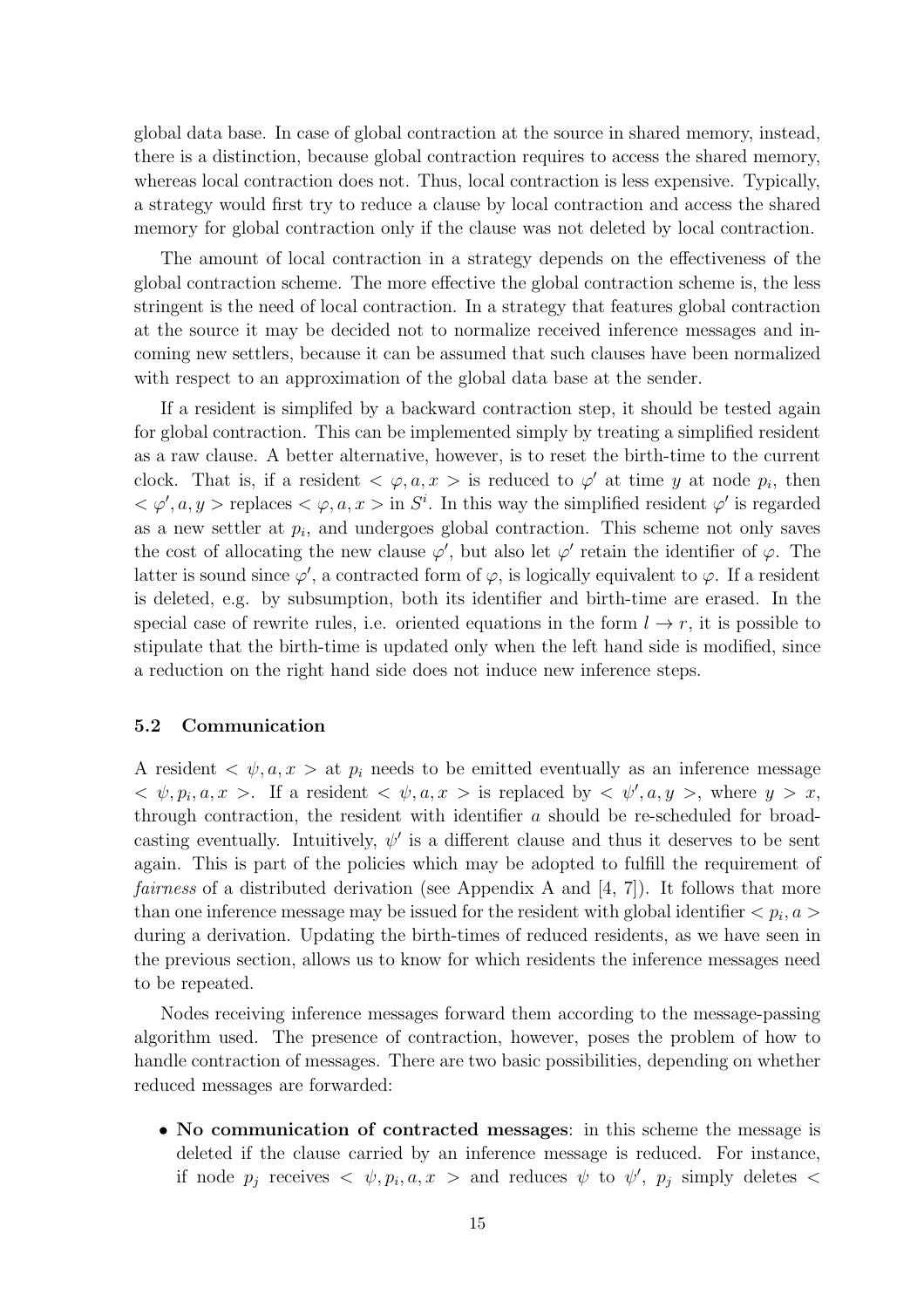global data base. In case of global contraction at the source in shared memory, instead, there is a distinction, because global contraction requires to access the shared memory, whereas local contraction does not. Thus, local contraction is less expensive. Typically, a strategy would first try to reduce a clause by local contraction and access the shared memory for global contraction only if the clause was not deleted by local contraction.

The amount of local contraction in a strategy depends on the effectiveness of the global contraction scheme. The more effective the global contraction scheme is, the less stringent is the need of local contraction. In a strategy that features global contraction at the source it may be decided not to normalize received inference messages and incoming new settlers, because it can be assumed that such clauses have been normalized with respect to an approximation of the global data base at the sender.

If a resident is simplifed by a backward contraction step, it should be tested again for global contraction. This can be implemented simply by treating a simplified resident as a raw clause. A better alternative, however, is to reset the birth-time to the current clock. That is, if a resident $<\varphi, a, x>$ is reduced to $\varphi'$ at time $y$ at node $p_i$, then $<\varphi', a, y>$ replaces $<\varphi, a, x>$ in $S^i$. In this way the simplified resident $\varphi'$ is regarded as a new settler at $p_i$, and undergoes global contraction. This scheme not only saves the cost of allocating the new clause $\varphi'$, but also let $\varphi'$ retain the identifier of $\varphi$. The latter is sound since $\varphi'$, a contracted form of $\varphi$, is logically equivalent to $\varphi$. If a resident is deleted, e.g. by subsumption, both its identifier and birth-time are erased. In the special case of rewrite rules, i.e. oriented equations in the form $l \rightarrow r$, it is possible to stipulate that the birth-time is updated only when the left hand side is modified, since a reduction on the right hand side does not induce new inference steps.

### 5.2 Communication

A resident $<\psi, a, x>$ at $p_i$ needs to be emitted eventually as an inference message $<\psi, p_i, a, x>$. If a resident $<\psi, a, x>$ is replaced by $<\psi', a, y>$, where $y > x$, through contraction, the resident with identifier $a$ should be re-scheduled for broadcasting eventually. Intuitively, $\psi'$ is a different clause and thus it deserves to be sent again. This is part of the policies which may be adopted to fulfill the requirement of *fairness* of a distributed derivation (see Appendix A and [4, 7]). It follows that more than one inference message may be issued for the resident with global identifier $<p_i, a>$ during a derivation. Updating the birth-times of reduced residents, as we have seen in the previous section, allows us to know for which residents the inference messages need to be repeated.

Nodes receiving inference messages forward them according to the message-passing algorithm used. The presence of contraction, however, poses the problem of how to handle contraction of messages. There are two basic possibilities, depending on whether reduced messages are forwarded:

- **No communication of contracted messages**: in this scheme the message is deleted if the clause carried by an inference message is reduced. For instance, if node $p_j$ receives $<\psi, p_i, a, x>$ and reduces $\psi$ to $\psi'$, $p_j$ simply deletes $<$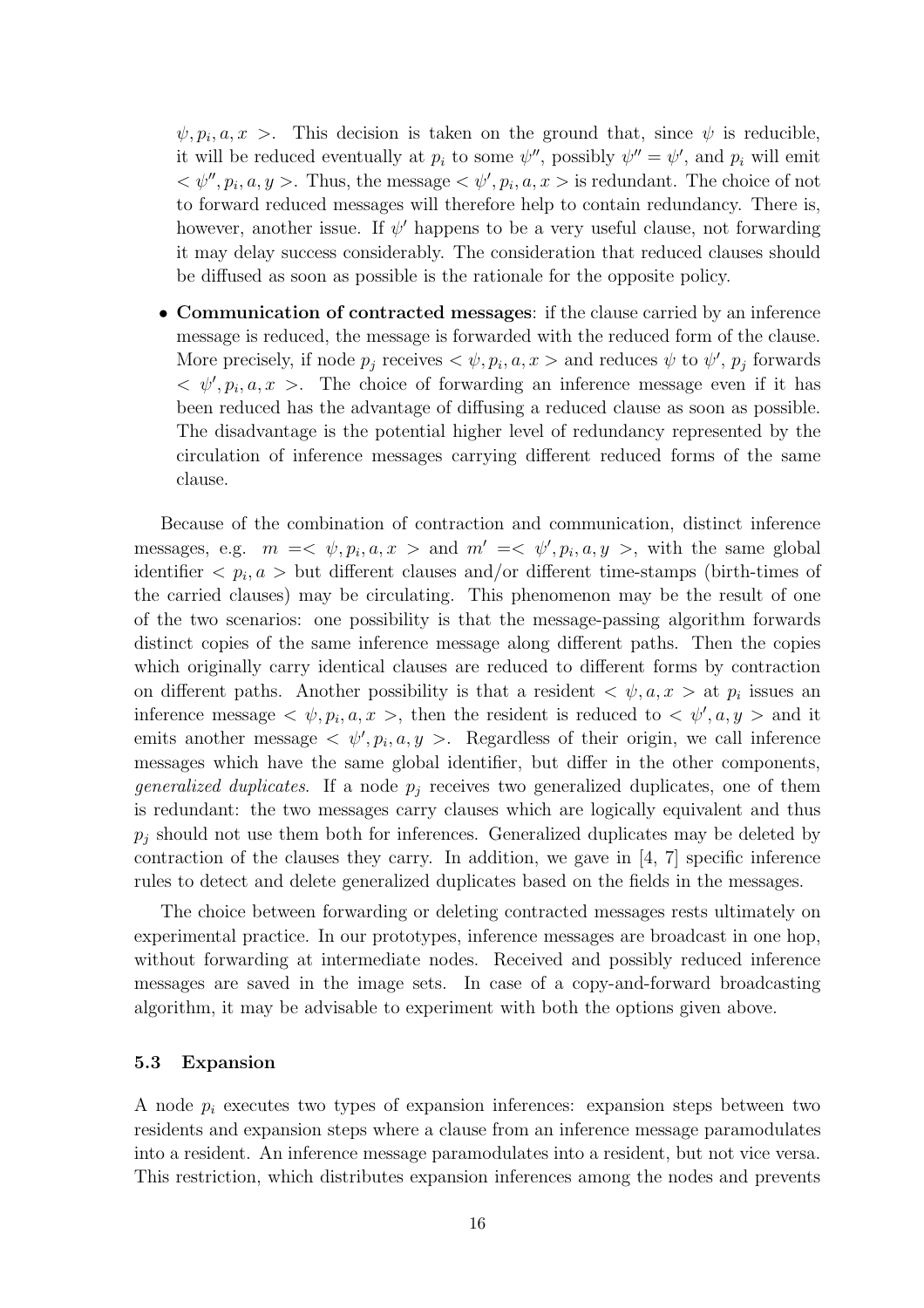$\psi, p_i, a, x >$. This decision is taken on the ground that, since $\psi$ is reducible, it will be reduced eventually at $p_i$ to some $\psi''$, possibly $\psi'' = \psi'$, and $p_i$ will emit $< \psi'', p_i, a, y >$. Thus, the message $< \psi', p_i, a, x >$ is redundant. The choice of not to forward reduced messages will therefore help to contain redundancy. There is, however, another issue. If $\psi'$ happens to be a very useful clause, not forwarding it may delay success considerably. The consideration that reduced clauses should be diffused as soon as possible is the rationale for the opposite policy.

- **Communication of contracted messages**: if the clause carried by an inference message is reduced, the message is forwarded with the reduced form of the clause. More precisely, if node $p_j$ receives $< \psi, p_i, a, x >$ and reduces $\psi$ to $\psi'$, $p_j$ forwards $< \psi', p_i, a, x >$. The choice of forwarding an inference message even if it has been reduced has the advantage of diffusing a reduced clause as soon as possible. The disadvantage is the potential higher level of redundancy represented by the circulation of inference messages carrying different reduced forms of the same clause.

Because of the combination of contraction and communication, distinct inference messages, e.g. $m = < \psi, p_i, a, x >$ and $m' = < \psi', p_i, a, y >$, with the same global identifier $< p_i, a >$ but different clauses and/or different time-stamps (birth-times of the carried clauses) may be circulating. This phenomenon may be the result of one of the two scenarios: one possibility is that the message-passing algorithm forwards distinct copies of the same inference message along different paths. Then the copies which originally carry identical clauses are reduced to different forms by contraction on different paths. Another possibility is that a resident $< \psi, a, x >$ at $p_i$ issues an inference message $< \psi, p_i, a, x >$, then the resident is reduced to $< \psi', a, y >$ and it emits another message $< \psi', p_i, a, y >$. Regardless of their origin, we call inference messages which have the same global identifier, but differ in the other components, *generalized duplicates*. If a node $p_j$ receives two generalized duplicates, one of them is redundant: the two messages carry clauses which are logically equivalent and thus $p_j$ should not use them both for inferences. Generalized duplicates may be deleted by contraction of the clauses they carry. In addition, we gave in [4, 7] specific inference rules to detect and delete generalized duplicates based on the fields in the messages.

The choice between forwarding or deleting contracted messages rests ultimately on experimental practice. In our prototypes, inference messages are broadcast in one hop, without forwarding at intermediate nodes. Received and possibly reduced inference messages are saved in the image sets. In case of a copy-and-forward broadcasting algorithm, it may be advisable to experiment with both the options given above.

### 5.3 Expansion

A node $p_i$ executes two types of expansion inferences: expansion steps between two residents and expansion steps where a clause from an inference message paramodulates into a resident. An inference message paramodulates into a resident, but not vice versa. This restriction, which distributes expansion inferences among the nodes and prevents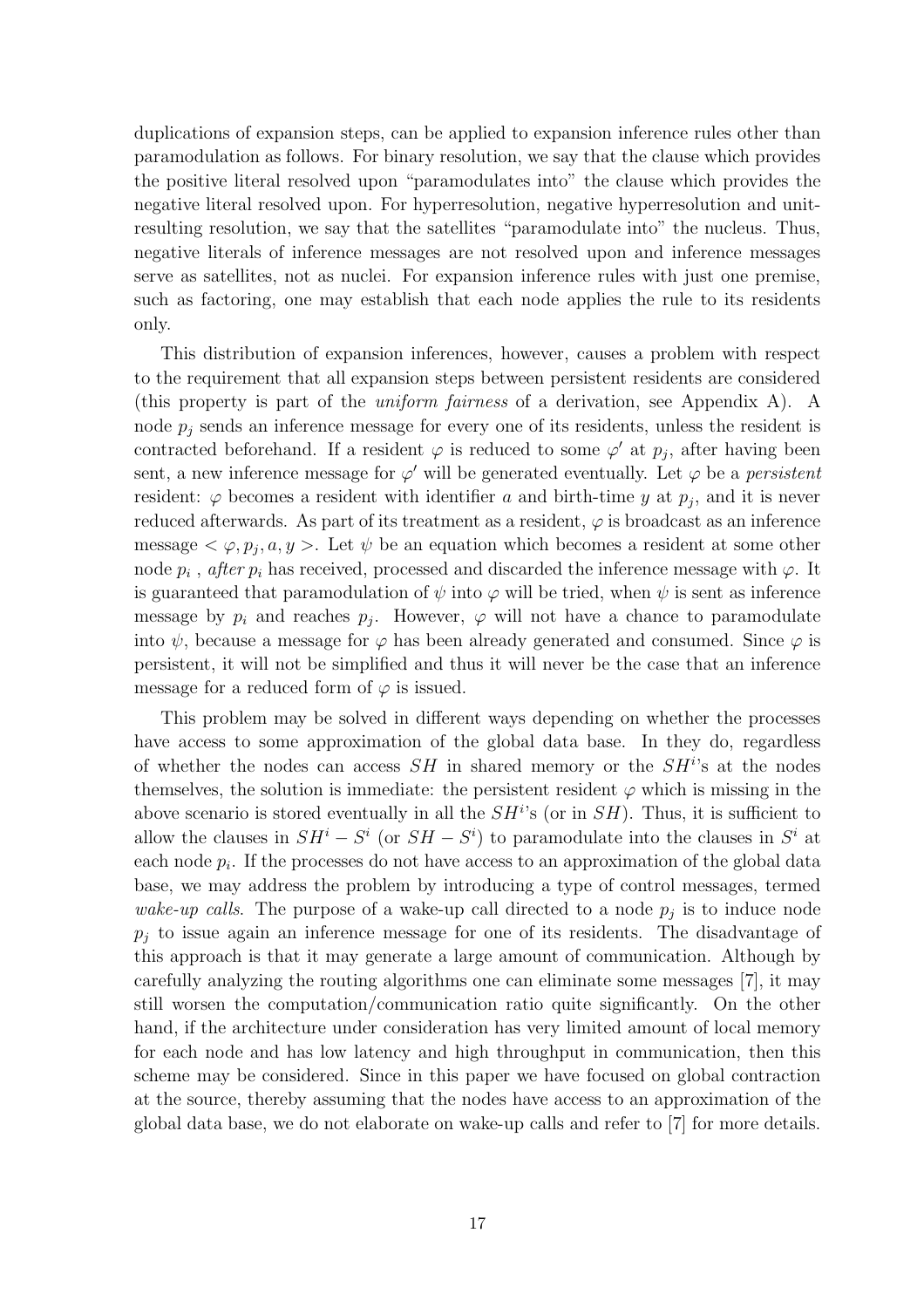duplications of expansion steps, can be applied to expansion inference rules other than paramodulation as follows. For binary resolution, we say that the clause which provides the positive literal resolved upon "paramodulates into" the clause which provides the negative literal resolved upon. For hyperresolution, negative hyperresolution and unit-resulting resolution, we say that the satellites "paramodulate into" the nucleus. Thus, negative literals of inference messages are not resolved upon and inference messages serve as satellites, not as nuclei. For expansion inference rules with just one premise, such as factoring, one may establish that each node applies the rule to its residents only.

This distribution of expansion inferences, however, causes a problem with respect to the requirement that all expansion steps between persistent residents are considered (this property is part of the *uniform fairness* of a derivation, see Appendix A). A node $p_j$ sends an inference message for every one of its residents, unless the resident is contracted beforehand. If a resident $\varphi$ is reduced to some $\varphi'$ at $p_j$, after having been sent, a new inference message for $\varphi'$ will be generated eventually. Let $\varphi$ be a *persistent* resident: $\varphi$ becomes a resident with identifier $a$ and birth-time $y$ at $p_j$, and it is never reduced afterwards. As part of its treatment as a resident, $\varphi$ is broadcast as an inference message $< \varphi, p_j, a, y >$. Let $\psi$ be an equation which becomes a resident at some other node $p_i$ , *after* $p_i$ has received, processed and discarded the inference message with $\varphi$. It is guaranteed that paramodulation of $\psi$ into $\varphi$ will be tried, when $\psi$ is sent as inference message by $p_i$ and reaches $p_j$. However, $\varphi$ will not have a chance to paramodulate into $\psi$, because a message for $\varphi$ has been already generated and consumed. Since $\varphi$ is persistent, it will not be simplified and thus it will never be the case that an inference message for a reduced form of $\varphi$ is issued.

This problem may be solved in different ways depending on whether the processes have access to some approximation of the global data base. In they do, regardless of whether the nodes can access $SH$ in shared memory or the $SH^i$'s at the nodes themselves, the solution is immediate: the persistent resident $\varphi$ which is missing in the above scenario is stored eventually in all the $SH^i$'s (or in $SH$). Thus, it is sufficient to allow the clauses in $SH^i - S^i$ (or $SH - S^i$) to paramodulate into the clauses in $S^i$ at each node $p_i$. If the processes do not have access to an approximation of the global data base, we may address the problem by introducing a type of control messages, termed *wake-up calls*. The purpose of a wake-up call directed to a node $p_j$ is to induce node $p_j$ to issue again an inference message for one of its residents. The disadvantage of this approach is that it may generate a large amount of communication. Although by carefully analyzing the routing algorithms one can eliminate some messages [7], it may still worsen the computation/communication ratio quite significantly. On the other hand, if the architecture under consideration has very limited amount of local memory for each node and has low latency and high throughput in communication, then this scheme may be considered. Since in this paper we have focused on global contraction at the source, thereby assuming that the nodes have access to an approximation of the global data base, we do not elaborate on wake-up calls and refer to [7] for more details.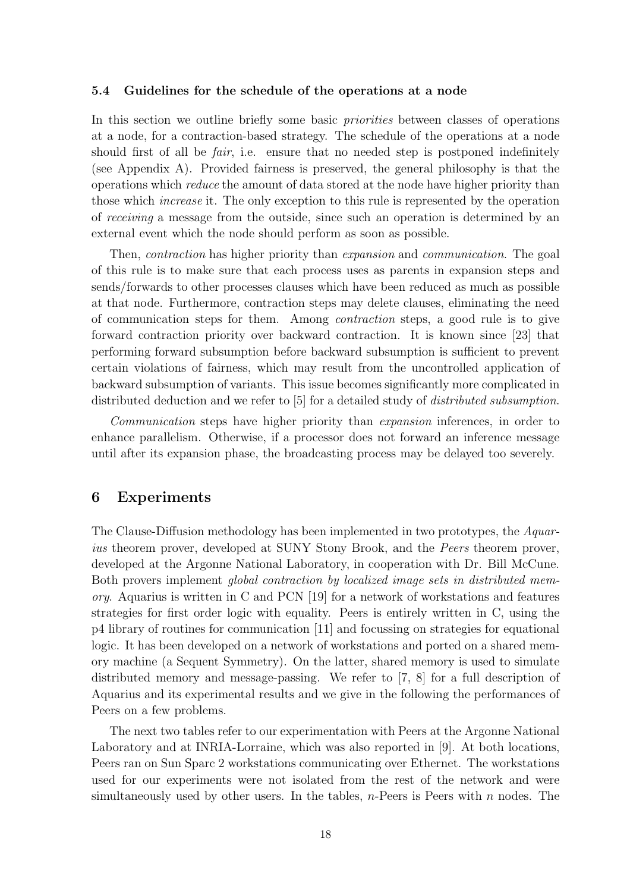### 5.4 Guidelines for the schedule of the operations at a node

In this section we outline briefly some basic *priorities* between classes of operations at a node, for a contraction-based strategy. The schedule of the operations at a node should first of all be *fair*, i.e. ensure that no needed step is postponed indefinitely (see Appendix A). Provided fairness is preserved, the general philosophy is that the operations which *reduce* the amount of data stored at the node have higher priority than those which *increase* it. The only exception to this rule is represented by the operation of *receiving* a message from the outside, since such an operation is determined by an external event which the node should perform as soon as possible.

Then, *contraction* has higher priority than *expansion* and *communication*. The goal of this rule is to make sure that each process uses as parents in expansion steps and sends/forwards to other processes clauses which have been reduced as much as possible at that node. Furthermore, contraction steps may delete clauses, eliminating the need of communication steps for them. Among *contraction* steps, a good rule is to give forward contraction priority over backward contraction. It is known since [23] that performing forward subsumption before backward subsumption is sufficient to prevent certain violations of fairness, which may result from the uncontrolled application of backward subsumption of variants. This issue becomes significantly more complicated in distributed deduction and we refer to [5] for a detailed study of *distributed subsumption*.

*Communication* steps have higher priority than *expansion* inferences, in order to enhance parallelism. Otherwise, if a processor does not forward an inference message until after its expansion phase, the broadcasting process may be delayed too severely.

## 6 Experiments

The Clause-Diffusion methodology has been implemented in two prototypes, the *Aquarius* theorem prover, developed at SUNY Stony Brook, and the *Peers* theorem prover, developed at the Argonne National Laboratory, in cooperation with Dr. Bill McCune. Both provers implement *global contraction by localized image sets in distributed memory*. Aquarius is written in C and PCN [19] for a network of workstations and features strategies for first order logic with equality. Peers is entirely written in C, using the p4 library of routines for communication [11] and focussing on strategies for equational logic. It has been developed on a network of workstations and ported on a shared memory machine (a Sequent Symmetry). On the latter, shared memory is used to simulate distributed memory and message-passing. We refer to [7, 8] for a full description of Aquarius and its experimental results and we give in the following the performances of Peers on a few problems.

The next two tables refer to our experimentation with Peers at the Argonne National Laboratory and at INRIA-Lorraine, which was also reported in [9]. At both locations, Peers ran on Sun Sparc 2 workstations communicating over Ethernet. The workstations used for our experiments were not isolated from the rest of the network and were simultaneously used by other users. In the tables, $n$-Peers is Peers with $n$ nodes. The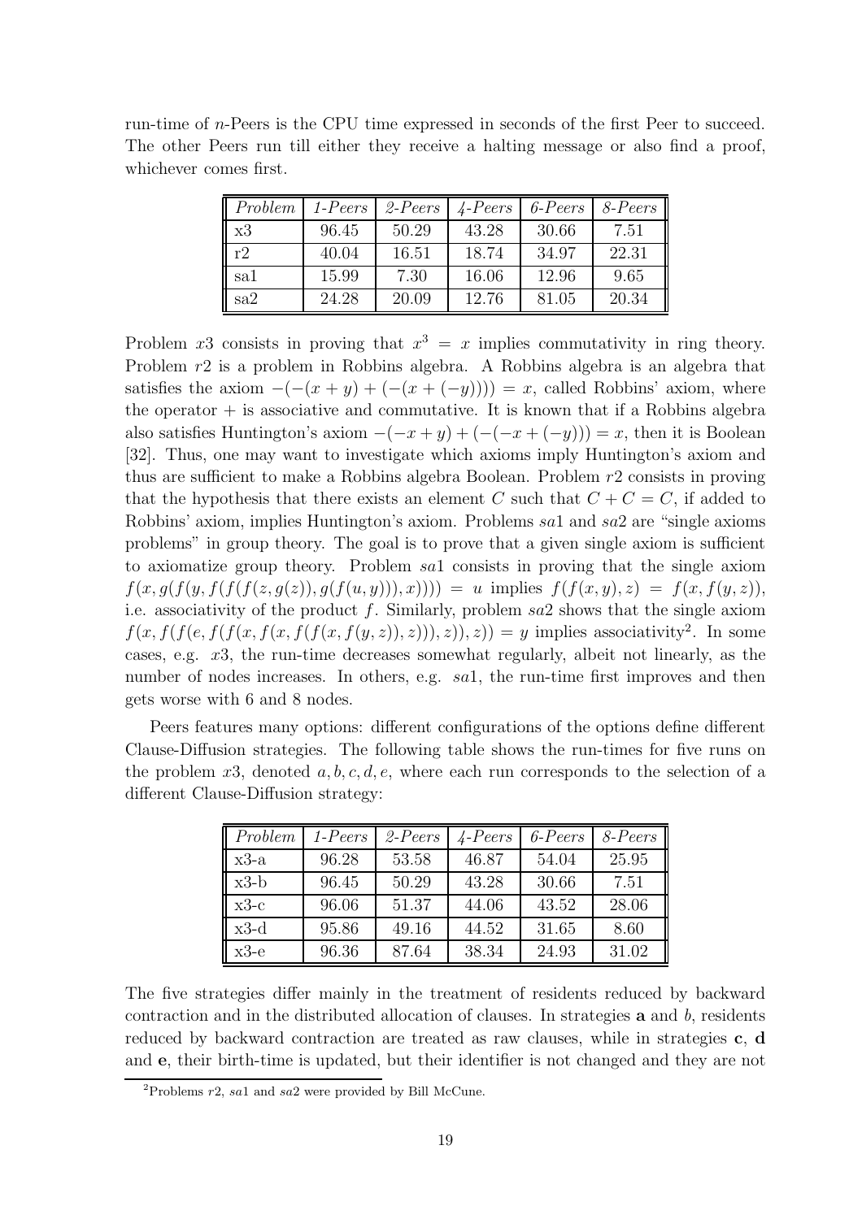run-time of $n$-Peers is the CPU time expressed in seconds of the first Peer to succeed. The other Peers run till either they receive a halting message or also find a proof, whichever comes first.

| *Problem* | *1-Peers* | *2-Peers* | *4-Peers* | *6-Peers* | *8-Peers* |
|---|---|---|---|---|---|
| x3 | 96.45 | 50.29 | 43.28 | 30.66 | 7.51 |
| r2 | 40.04 | 16.51 | 18.74 | 34.97 | 22.31 |
| sa1 | 15.99 | 7.30 | 16.06 | 12.96 | 9.65 |
| sa2 | 24.28 | 20.09 | 12.76 | 81.05 | 20.34 |

Problem $x3$ consists in proving that $x^3 = x$ implies commutativity in ring theory. Problem $r2$ is a problem in Robbins algebra. A Robbins algebra is an algebra that satisfies the axiom $-(-(x+y)+(-(x+(-y)))) = x$, called Robbins' axiom, where the operator $+$ is associative and commutative. It is known that if a Robbins algebra also satisfies Huntington's axiom $-(-x+y)+(-(-x+(-y))) = x$, then it is Boolean [32]. Thus, one may want to investigate which axioms imply Huntington's axiom and thus are sufficient to make a Robbins algebra Boolean. Problem $r2$ consists in proving that the hypothesis that there exists an element $C$ such that $C+C=C$, if added to Robbins' axiom, implies Huntington's axiom. Problems $sa1$ and $sa2$ are "single axioms problems" in group theory. The goal is to prove that a given single axiom is sufficient to axiomatize group theory. Problem $sa1$ consists in proving that the single axiom $f(x, g(f(y, f(f(f(z, g(z)), g(f(u, y))), x)))) = u$ implies $f(f(x, y), z) = f(x, f(y, z))$, i.e. associativity of the product $f$. Similarly, problem $sa2$ shows that the single axiom $f(x, f(f(e, f(f(x, f(x, f(f(x, f(y, z)), z))), z)), z)) = y$ implies associativity[2]. In some cases, e.g. $x3$, the run-time decreases somewhat regularly, albeit not linearly, as the number of nodes increases. In others, e.g. $sa1$, the run-time first improves and then gets worse with 6 and 8 nodes.

Peers features many options: different configurations of the options define different Clause-Diffusion strategies. The following table shows the run-times for five runs on the problem $x3$, denoted $a, b, c, d, e$, where each run corresponds to the selection of a different Clause-Diffusion strategy:

| *Problem* | *1-Peers* | *2-Peers* | *4-Peers* | *6-Peers* | *8-Peers* |
|---|---|---|---|---|---|
| x3-a | 96.28 | 53.58 | 46.87 | 54.04 | 25.95 |
| x3-b | 96.45 | 50.29 | 43.28 | 30.66 | 7.51 |
| x3-c | 96.06 | 51.37 | 44.06 | 43.52 | 28.06 |
| x3-d | 95.86 | 49.16 | 44.52 | 31.65 | 8.60 |
| x3-e | 96.36 | 87.64 | 38.34 | 24.93 | 31.02 |

The five strategies differ mainly in the treatment of residents reduced by backward contraction and in the distributed allocation of clauses. In strategies **a** and $b$, residents reduced by backward contraction are treated as raw clauses, while in strategies **c**, **d** and **e**, their birth-time is updated, but their identifier is not changed and they are not

[2] Problems $r2$, $sa1$ and $sa2$ were provided by Bill McCune.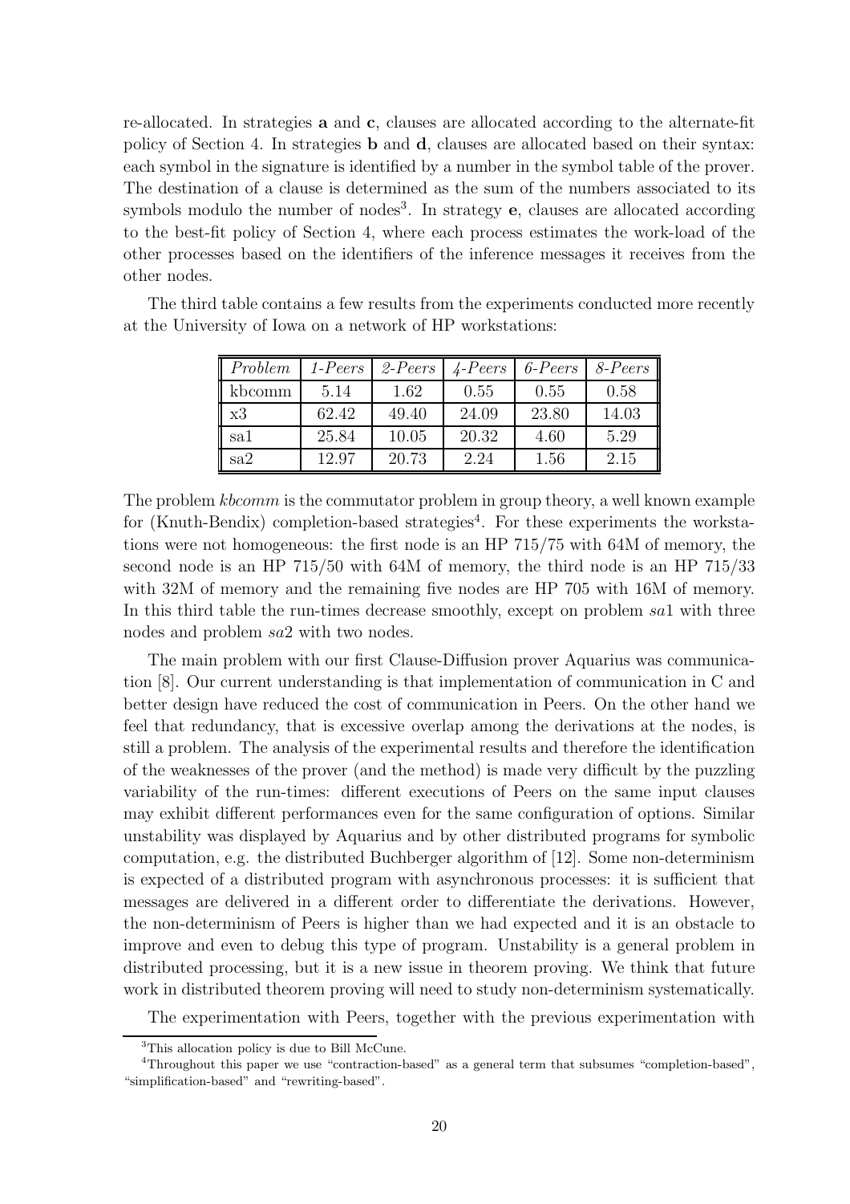re-allocated. In strategies **a** and **c**, clauses are allocated according to the alternate-fit policy of Section 4. In strategies **b** and **d**, clauses are allocated based on their syntax: each symbol in the signature is identified by a number in the symbol table of the prover. The destination of a clause is determined as the sum of the numbers associated to its symbols modulo the number of nodes[3]. In strategy **e**, clauses are allocated according to the best-fit policy of Section 4, where each process estimates the work-load of the other processes based on the identifiers of the inference messages it receives from the other nodes.

The third table contains a few results from the experiments conducted more recently at the University of Iowa on a network of HP workstations:

| *Problem* | *1-Peers* | *2-Peers* | *4-Peers* | *6-Peers* | *8-Peers* |
|---|---|---|---|---|---|
| kbcomm | 5.14 | 1.62 | 0.55 | 0.55 | 0.58 |
| x3 | 62.42 | 49.40 | 24.09 | 23.80 | 14.03 |
| sa1 | 25.84 | 10.05 | 20.32 | 4.60 | 5.29 |
| sa2 | 12.97 | 20.73 | 2.24 | 1.56 | 2.15 |

The problem *kbcomm* is the commutator problem in group theory, a well known example for (Knuth-Bendix) completion-based strategies[4]. For these experiments the workstations were not homogeneous: the first node is an HP 715/75 with 64M of memory, the second node is an HP 715/50 with 64M of memory, the third node is an HP 715/33 with 32M of memory and the remaining five nodes are HP 705 with 16M of memory. In this third table the run-times decrease smoothly, except on problem *sa*1 with three nodes and problem *sa*2 with two nodes.

The main problem with our first Clause-Diffusion prover Aquarius was communication [8]. Our current understanding is that implementation of communication in C and better design have reduced the cost of communication in Peers. On the other hand we feel that redundancy, that is excessive overlap among the derivations at the nodes, is still a problem. The analysis of the experimental results and therefore the identification of the weaknesses of the prover (and the method) is made very difficult by the puzzling variability of the run-times: different executions of Peers on the same input clauses may exhibit different performances even for the same configuration of options. Similar unstability was displayed by Aquarius and by other distributed programs for symbolic computation, e.g. the distributed Buchberger algorithm of [12]. Some non-determinism is expected of a distributed program with asynchronous processes: it is sufficient that messages are delivered in a different order to differentiate the derivations. However, the non-determinism of Peers is higher than we had expected and it is an obstacle to improve and even to debug this type of program. Unstability is a general problem in distributed processing, but it is a new issue in theorem proving. We think that future work in distributed theorem proving will need to study non-determinism systematically.

The experimentation with Peers, together with the previous experimentation with

---

[3] This allocation policy is due to Bill McCune.

[4] Throughout this paper we use "contraction-based" as a general term that subsumes "completion-based", "simplification-based" and "rewriting-based".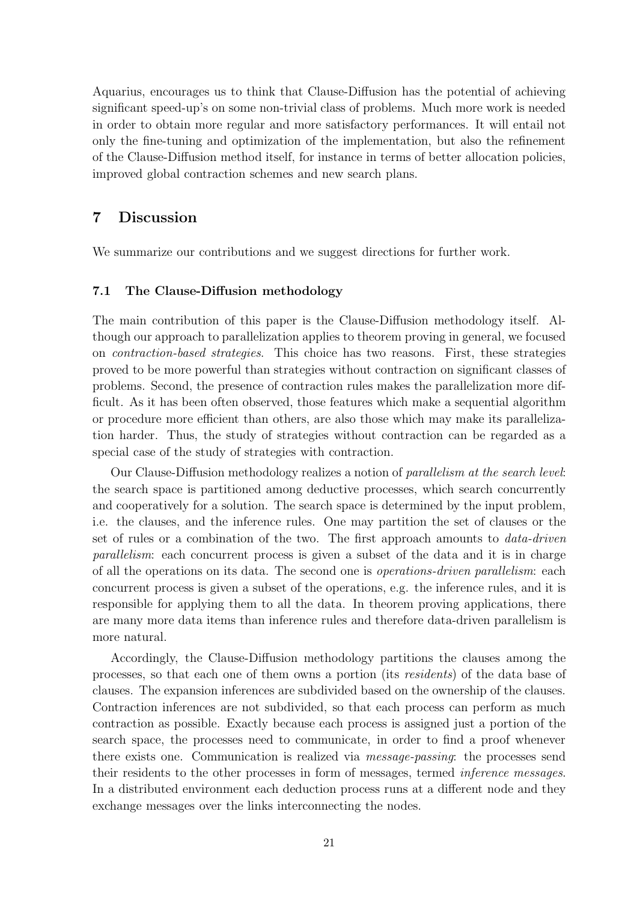Aquarius, encourages us to think that Clause-Diffusion has the potential of achieving significant speed-up's on some non-trivial class of problems. Much more work is needed in order to obtain more regular and more satisfactory performances. It will entail not only the fine-tuning and optimization of the implementation, but also the refinement of the Clause-Diffusion method itself, for instance in terms of better allocation policies, improved global contraction schemes and new search plans.

## 7 Discussion

We summarize our contributions and we suggest directions for further work.

### 7.1 The Clause-Diffusion methodology

The main contribution of this paper is the Clause-Diffusion methodology itself. Although our approach to parallelization applies to theorem proving in general, we focused on *contraction-based strategies*. This choice has two reasons. First, these strategies proved to be more powerful than strategies without contraction on significant classes of problems. Second, the presence of contraction rules makes the parallelization more difficult. As it has been often observed, those features which make a sequential algorithm or procedure more efficient than others, are also those which may make its parallelization harder. Thus, the study of strategies without contraction can be regarded as a special case of the study of strategies with contraction.

Our Clause-Diffusion methodology realizes a notion of *parallelism at the search level*: the search space is partitioned among deductive processes, which search concurrently and cooperatively for a solution. The search space is determined by the input problem, i.e. the clauses, and the inference rules. One may partition the set of clauses or the set of rules or a combination of the two. The first approach amounts to *data-driven parallelism*: each concurrent process is given a subset of the data and it is in charge of all the operations on its data. The second one is *operations-driven parallelism*: each concurrent process is given a subset of the operations, e.g. the inference rules, and it is responsible for applying them to all the data. In theorem proving applications, there are many more data items than inference rules and therefore data-driven parallelism is more natural.

Accordingly, the Clause-Diffusion methodology partitions the clauses among the processes, so that each one of them owns a portion (its *residents*) of the data base of clauses. The expansion inferences are subdivided based on the ownership of the clauses. Contraction inferences are not subdivided, so that each process can perform as much contraction as possible. Exactly because each process is assigned just a portion of the search space, the processes need to communicate, in order to find a proof whenever there exists one. Communication is realized via *message-passing*: the processes send their residents to the other processes in form of messages, termed *inference messages*. In a distributed environment each deduction process runs at a different node and they exchange messages over the links interconnecting the nodes.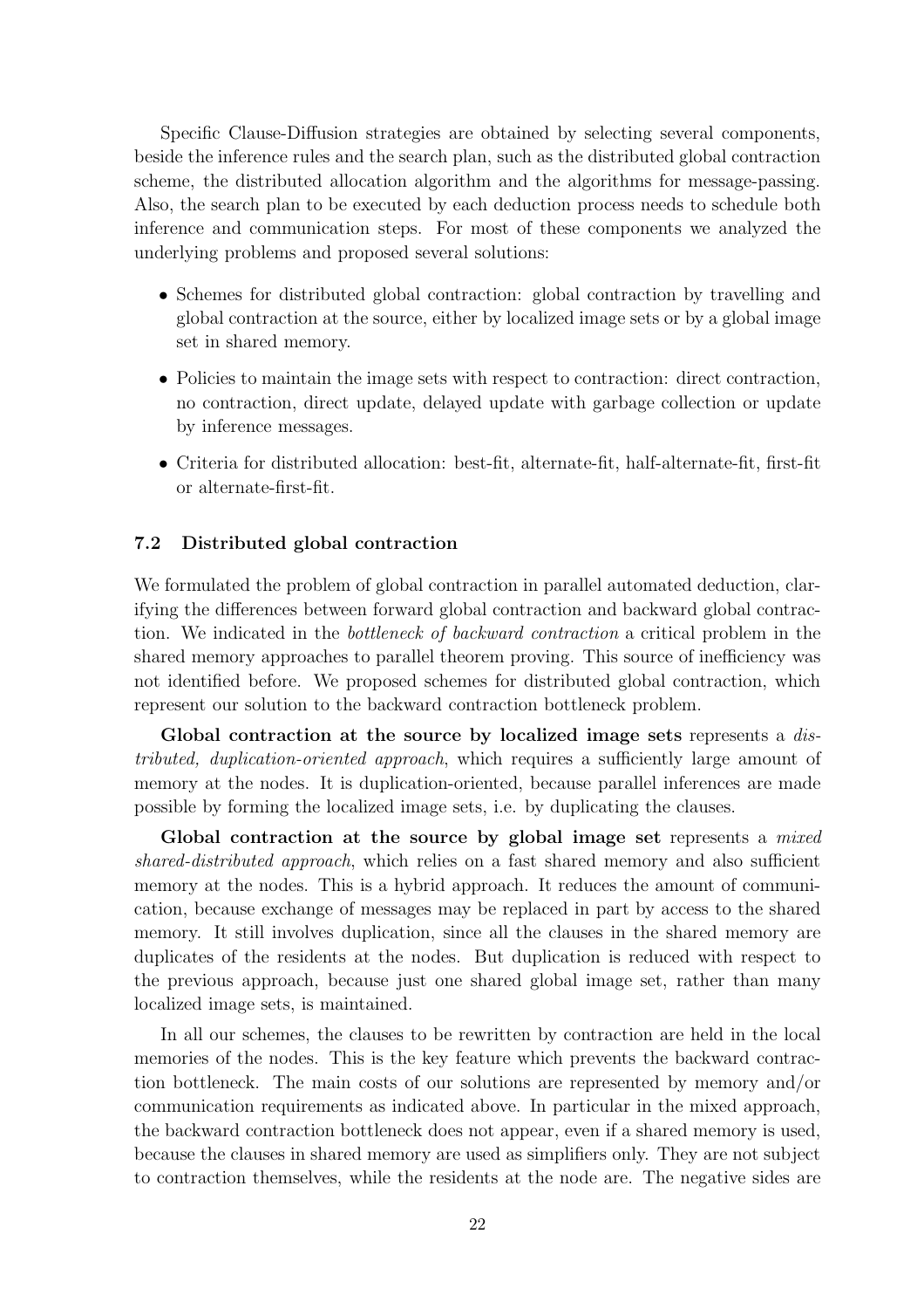Specific Clause-Diffusion strategies are obtained by selecting several components, beside the inference rules and the search plan, such as the distributed global contraction scheme, the distributed allocation algorithm and the algorithms for message-passing. Also, the search plan to be executed by each deduction process needs to schedule both inference and communication steps. For most of these components we analyzed the underlying problems and proposed several solutions:

- Schemes for distributed global contraction: global contraction by travelling and global contraction at the source, either by localized image sets or by a global image set in shared memory.
- Policies to maintain the image sets with respect to contraction: direct contraction, no contraction, direct update, delayed update with garbage collection or update by inference messages.
- Criteria for distributed allocation: best-fit, alternate-fit, half-alternate-fit, first-fit or alternate-first-fit.

### 7.2 Distributed global contraction

We formulated the problem of global contraction in parallel automated deduction, clarifying the differences between forward global contraction and backward global contraction. We indicated in the *bottleneck of backward contraction* a critical problem in the shared memory approaches to parallel theorem proving. This source of inefficiency was not identified before. We proposed schemes for distributed global contraction, which represent our solution to the backward contraction bottleneck problem.

**Global contraction at the source by localized image sets** represents a *distributed, duplication-oriented approach*, which requires a sufficiently large amount of memory at the nodes. It is duplication-oriented, because parallel inferences are made possible by forming the localized image sets, i.e. by duplicating the clauses.

**Global contraction at the source by global image set** represents a *mixed shared-distributed approach*, which relies on a fast shared memory and also sufficient memory at the nodes. This is a hybrid approach. It reduces the amount of communication, because exchange of messages may be replaced in part by access to the shared memory. It still involves duplication, since all the clauses in the shared memory are duplicates of the residents at the nodes. But duplication is reduced with respect to the previous approach, because just one shared global image set, rather than many localized image sets, is maintained.

In all our schemes, the clauses to be rewritten by contraction are held in the local memories of the nodes. This is the key feature which prevents the backward contraction bottleneck. The main costs of our solutions are represented by memory and/or communication requirements as indicated above. In particular in the mixed approach, the backward contraction bottleneck does not appear, even if a shared memory is used, because the clauses in shared memory are used as simplifiers only. They are not subject to contraction themselves, while the residents at the node are. The negative sides are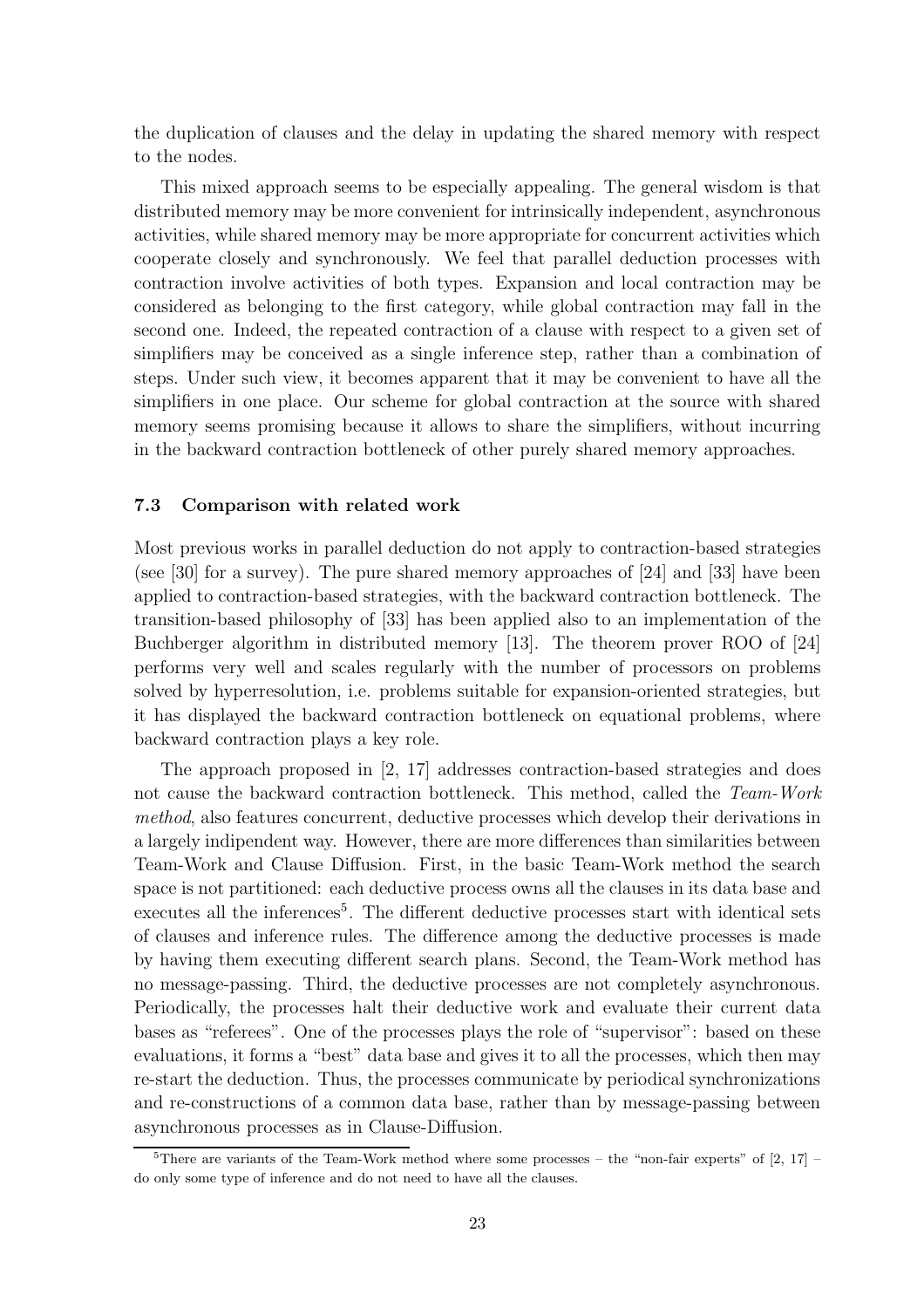the duplication of clauses and the delay in updating the shared memory with respect to the nodes.

This mixed approach seems to be especially appealing. The general wisdom is that distributed memory may be more convenient for intrinsically independent, asynchronous activities, while shared memory may be more appropriate for concurrent activities which cooperate closely and synchronously. We feel that parallel deduction processes with contraction involve activities of both types. Expansion and local contraction may be considered as belonging to the first category, while global contraction may fall in the second one. Indeed, the repeated contraction of a clause with respect to a given set of simplifiers may be conceived as a single inference step, rather than a combination of steps. Under such view, it becomes apparent that it may be convenient to have all the simplifiers in one place. Our scheme for global contraction at the source with shared memory seems promising because it allows to share the simplifiers, without incurring in the backward contraction bottleneck of other purely shared memory approaches.

### 7.3 Comparison with related work

Most previous works in parallel deduction do not apply to contraction-based strategies (see [30] for a survey). The pure shared memory approaches of [24] and [33] have been applied to contraction-based strategies, with the backward contraction bottleneck. The transition-based philosophy of [33] has been applied also to an implementation of the Buchberger algorithm in distributed memory [13]. The theorem prover ROO of [24] performs very well and scales regularly with the number of processors on problems solved by hyperresolution, i.e. problems suitable for expansion-oriented strategies, but it has displayed the backward contraction bottleneck on equational problems, where backward contraction plays a key role.

The approach proposed in [2, 17] addresses contraction-based strategies and does not cause the backward contraction bottleneck. This method, called the *Team-Work method*, also features concurrent, deductive processes which develop their derivations in a largely indipendent way. However, there are more differences than similarities between Team-Work and Clause Diffusion. First, in the basic Team-Work method the search space is not partitioned: each deductive process owns all the clauses in its data base and executes all the inferences[5]. The different deductive processes start with identical sets of clauses and inference rules. The difference among the deductive processes is made by having them executing different search plans. Second, the Team-Work method has no message-passing. Third, the deductive processes are not completely asynchronous. Periodically, the processes halt their deductive work and evaluate their current data bases as "referees". One of the processes plays the role of "supervisor": based on these evaluations, it forms a "best" data base and gives it to all the processes, which then may re-start the deduction. Thus, the processes communicate by periodical synchronizations and re-constructions of a common data base, rather than by message-passing between asynchronous processes as in Clause-Diffusion.

[5] There are variants of the Team-Work method where some processes – the "non-fair experts" of [2, 17] – do only some type of inference and do not need to have all the clauses.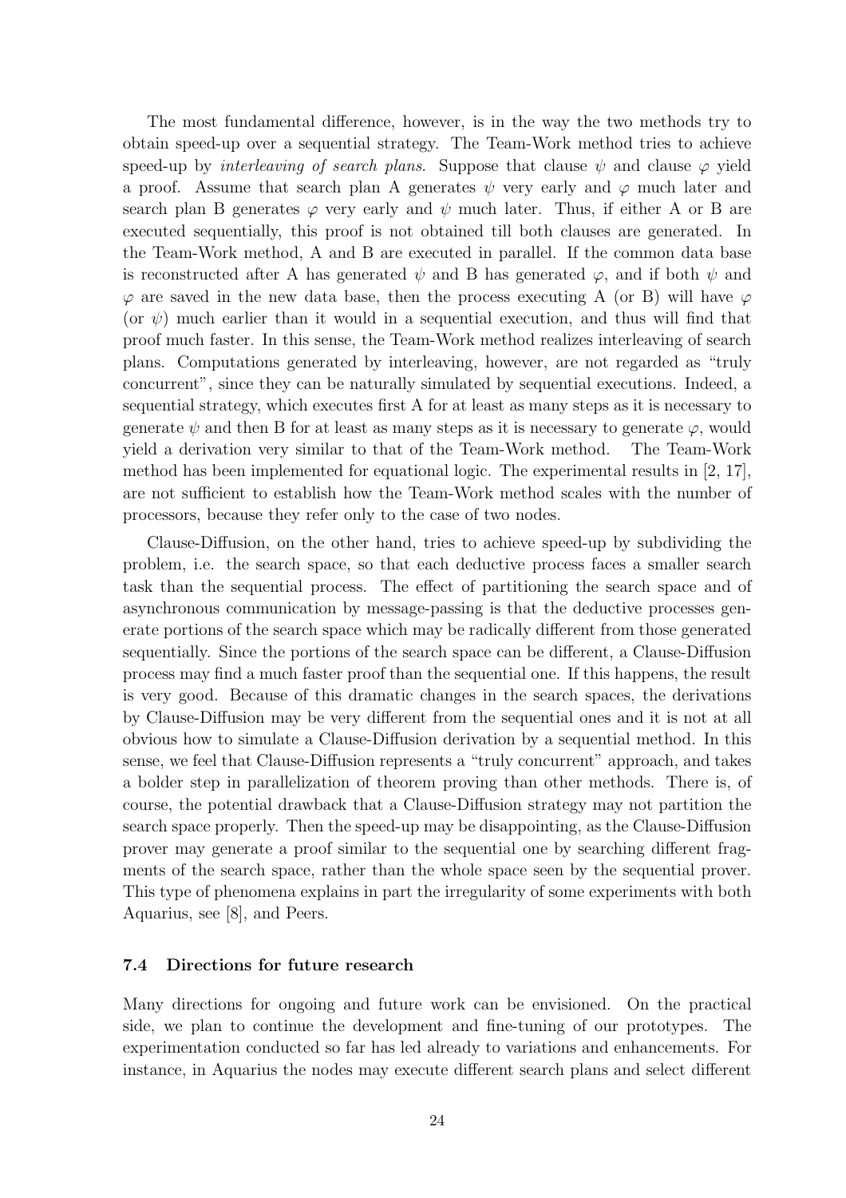The most fundamental difference, however, is in the way the two methods try to obtain speed-up over a sequential strategy. The Team-Work method tries to achieve speed-up by *interleaving of search plans*. Suppose that clause $\psi$ and clause $\varphi$ yield a proof. Assume that search plan A generates $\psi$ very early and $\varphi$ much later and search plan B generates $\varphi$ very early and $\psi$ much later. Thus, if either A or B are executed sequentially, this proof is not obtained till both clauses are generated. In the Team-Work method, A and B are executed in parallel. If the common data base is reconstructed after A has generated $\psi$ and B has generated $\varphi$, and if both $\psi$ and $\varphi$ are saved in the new data base, then the process executing A (or B) will have $\varphi$ (or $\psi$) much earlier than it would in a sequential execution, and thus will find that proof much faster. In this sense, the Team-Work method realizes interleaving of search plans. Computations generated by interleaving, however, are not regarded as "truly concurrent", since they can be naturally simulated by sequential executions. Indeed, a sequential strategy, which executes first A for at least as many steps as it is necessary to generate $\psi$ and then B for at least as many steps as it is necessary to generate $\varphi$, would yield a derivation very similar to that of the Team-Work method. The Team-Work method has been implemented for equational logic. The experimental results in [2, 17], are not sufficient to establish how the Team-Work method scales with the number of processors, because they refer only to the case of two nodes.

Clause-Diffusion, on the other hand, tries to achieve speed-up by subdividing the problem, i.e. the search space, so that each deductive process faces a smaller search task than the sequential process. The effect of partitioning the search space and of asynchronous communication by message-passing is that the deductive processes generate portions of the search space which may be radically different from those generated sequentially. Since the portions of the search space can be different, a Clause-Diffusion process may find a much faster proof than the sequential one. If this happens, the result is very good. Because of this dramatic changes in the search spaces, the derivations by Clause-Diffusion may be very different from the sequential ones and it is not at all obvious how to simulate a Clause-Diffusion derivation by a sequential method. In this sense, we feel that Clause-Diffusion represents a "truly concurrent" approach, and takes a bolder step in parallelization of theorem proving than other methods. There is, of course, the potential drawback that a Clause-Diffusion strategy may not partition the search space properly. Then the speed-up may be disappointing, as the Clause-Diffusion prover may generate a proof similar to the sequential one by searching different fragments of the search space, rather than the whole space seen by the sequential prover. This type of phenomena explains in part the irregularity of some experiments with both Aquarius, see [8], and Peers.

### 7.4 Directions for future research

Many directions for ongoing and future work can be envisioned. On the practical side, we plan to continue the development and fine-tuning of our prototypes. The experimentation conducted so far has led already to variations and enhancements. For instance, in Aquarius the nodes may execute different search plans and select different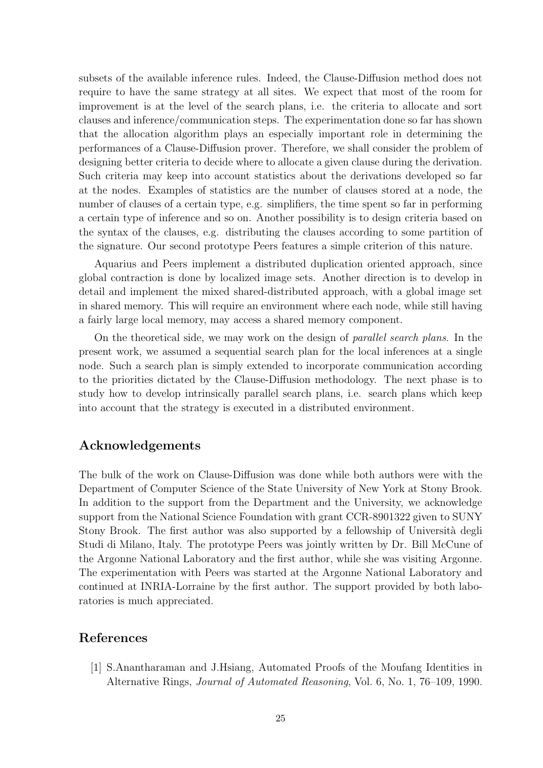subsets of the available inference rules. Indeed, the Clause-Diffusion method does not require to have the same strategy at all sites. We expect that most of the room for improvement is at the level of the search plans, i.e. the criteria to allocate and sort clauses and inference/communication steps. The experimentation done so far has shown that the allocation algorithm plays an especially important role in determining the performances of a Clause-Diffusion prover. Therefore, we shall consider the problem of designing better criteria to decide where to allocate a given clause during the derivation. Such criteria may keep into account statistics about the derivations developed so far at the nodes. Examples of statistics are the number of clauses stored at a node, the number of clauses of a certain type, e.g. simplifiers, the time spent so far in performing a certain type of inference and so on. Another possibility is to design criteria based on the syntax of the clauses, e.g. distributing the clauses according to some partition of the signature. Our second prototype Peers features a simple criterion of this nature.

Aquarius and Peers implement a distributed duplication oriented approach, since global contraction is done by localized image sets. Another direction is to develop in detail and implement the mixed shared-distributed approach, with a global image set in shared memory. This will require an environment where each node, while still having a fairly large local memory, may access a shared memory component.

On the theoretical side, we may work on the design of *parallel search plans*. In the present work, we assumed a sequential search plan for the local inferences at a single node. Such a search plan is simply extended to incorporate communication according to the priorities dictated by the Clause-Diffusion methodology. The next phase is to study how to develop intrinsically parallel search plans, i.e. search plans which keep into account that the strategy is executed in a distributed environment.

## Acknowledgements

The bulk of the work on Clause-Diffusion was done while both authors were with the Department of Computer Science of the State University of New York at Stony Brook. In addition to the support from the Department and the University, we acknowledge support from the National Science Foundation with grant CCR-8901322 given to SUNY Stony Brook. The first author was also supported by a fellowship of Università degli Studi di Milano, Italy. The prototype Peers was jointly written by Dr. Bill McCune of the Argonne National Laboratory and the first author, while she was visiting Argonne. The experimentation with Peers was started at the Argonne National Laboratory and continued at INRIA-Lorraine by the first author. The support provided by both laboratories is much appreciated.

## References

[1] S.Anantharaman and J.Hsiang, Automated Proofs of the Moufang Identities in Alternative Rings, *Journal of Automated Reasoning*, Vol. 6, No. 1, 76–109, 1990.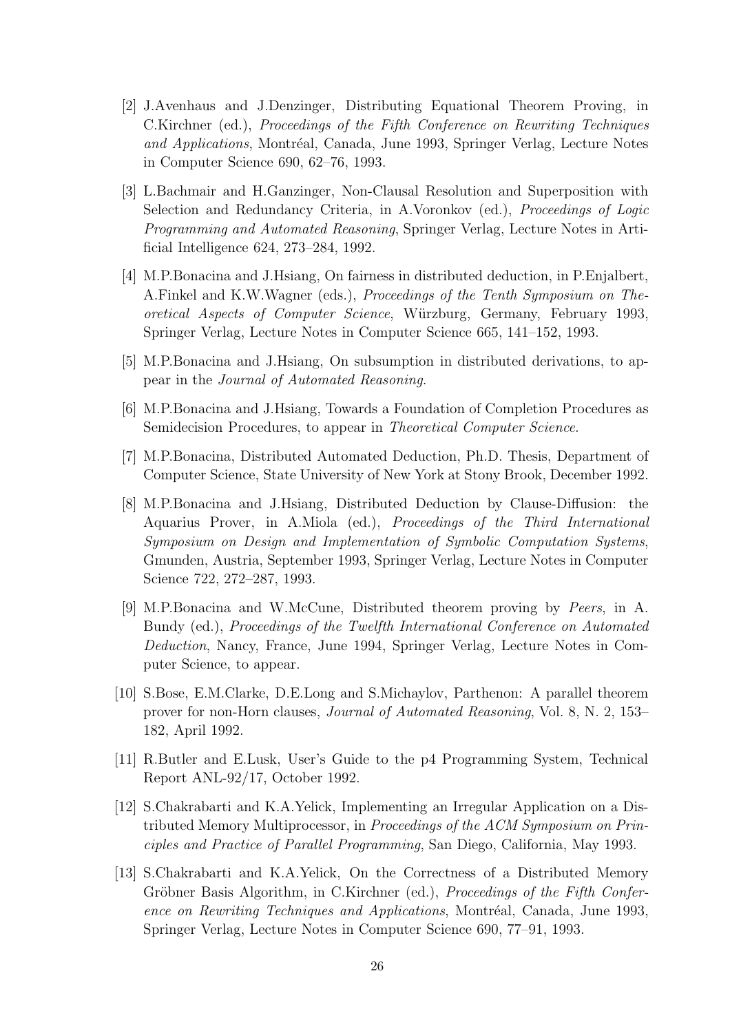[2] J.Avenhaus and J.Denzinger, Distributing Equational Theorem Proving, in C.Kirchner (ed.), *Proceedings of the Fifth Conference on Rewriting Techniques and Applications*, Montréal, Canada, June 1993, Springer Verlag, Lecture Notes in Computer Science 690, 62–76, 1993.

[3] L.Bachmair and H.Ganzinger, Non-Clausal Resolution and Superposition with Selection and Redundancy Criteria, in A.Voronkov (ed.), *Proceedings of Logic Programming and Automated Reasoning*, Springer Verlag, Lecture Notes in Artificial Intelligence 624, 273–284, 1992.

[4] M.P.Bonacina and J.Hsiang, On fairness in distributed deduction, in P.Enjalbert, A.Finkel and K.W.Wagner (eds.), *Proceedings of the Tenth Symposium on Theoretical Aspects of Computer Science*, Würzburg, Germany, February 1993, Springer Verlag, Lecture Notes in Computer Science 665, 141–152, 1993.

[5] M.P.Bonacina and J.Hsiang, On subsumption in distributed derivations, to appear in the *Journal of Automated Reasoning*.

[6] M.P.Bonacina and J.Hsiang, Towards a Foundation of Completion Procedures as Semidecision Procedures, to appear in *Theoretical Computer Science*.

[7] M.P.Bonacina, Distributed Automated Deduction, Ph.D. Thesis, Department of Computer Science, State University of New York at Stony Brook, December 1992.

[8] M.P.Bonacina and J.Hsiang, Distributed Deduction by Clause-Diffusion: the Aquarius Prover, in A.Miola (ed.), *Proceedings of the Third International Symposium on Design and Implementation of Symbolic Computation Systems*, Gmunden, Austria, September 1993, Springer Verlag, Lecture Notes in Computer Science 722, 272–287, 1993.

[9] M.P.Bonacina and W.McCune, Distributed theorem proving by *Peers*, in A. Bundy (ed.), *Proceedings of the Twelfth International Conference on Automated Deduction*, Nancy, France, June 1994, Springer Verlag, Lecture Notes in Computer Science, to appear.

[10] S.Bose, E.M.Clarke, D.E.Long and S.Michaylov, Parthenon: A parallel theorem prover for non-Horn clauses, *Journal of Automated Reasoning*, Vol. 8, N. 2, 153–182, April 1992.

[11] R.Butler and E.Lusk, User's Guide to the p4 Programming System, Technical Report ANL-92/17, October 1992.

[12] S.Chakrabarti and K.A.Yelick, Implementing an Irregular Application on a Distributed Memory Multiprocessor, in *Proceedings of the ACM Symposium on Principles and Practice of Parallel Programming*, San Diego, California, May 1993.

[13] S.Chakrabarti and K.A.Yelick, On the Correctness of a Distributed Memory Gröbner Basis Algorithm, in C.Kirchner (ed.), *Proceedings of the Fifth Conference on Rewriting Techniques and Applications*, Montréal, Canada, June 1993, Springer Verlag, Lecture Notes in Computer Science 690, 77–91, 1993.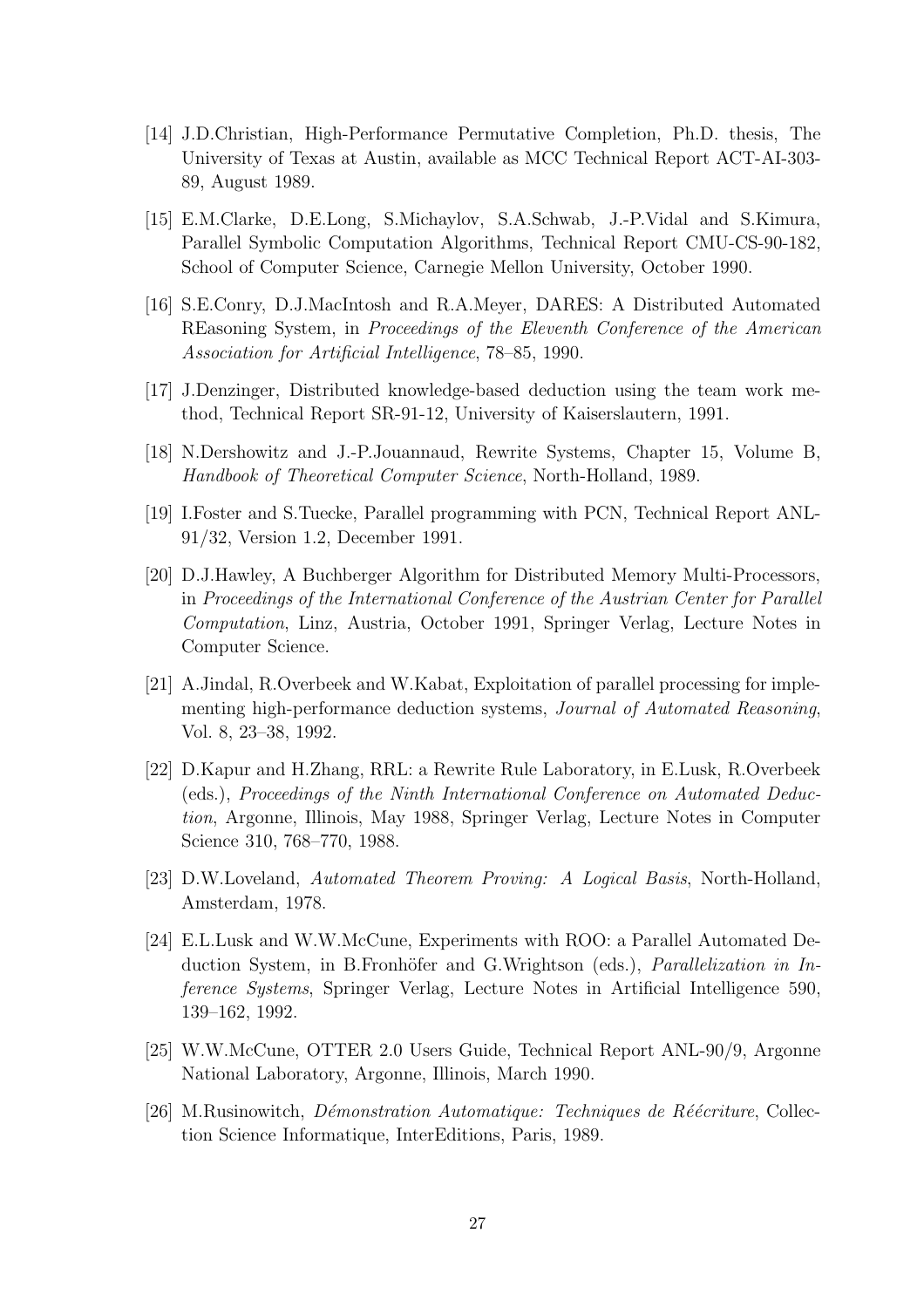[14] J.D.Christian, High-Performance Permutative Completion, Ph.D. thesis, The University of Texas at Austin, available as MCC Technical Report ACT-AI-303-89, August 1989.

[15] E.M.Clarke, D.E.Long, S.Michaylov, S.A.Schwab, J.-P.Vidal and S.Kimura, Parallel Symbolic Computation Algorithms, Technical Report CMU-CS-90-182, School of Computer Science, Carnegie Mellon University, October 1990.

[16] S.E.Conry, D.J.MacIntosh and R.A.Meyer, DARES: A Distributed Automated REasoning System, in *Proceedings of the Eleventh Conference of the American Association for Artificial Intelligence*, 78–85, 1990.

[17] J.Denzinger, Distributed knowledge-based deduction using the team work method, Technical Report SR-91-12, University of Kaiserslautern, 1991.

[18] N.Dershowitz and J.-P.Jouannaud, Rewrite Systems, Chapter 15, Volume B, *Handbook of Theoretical Computer Science*, North-Holland, 1989.

[19] I.Foster and S.Tuecke, Parallel programming with PCN, Technical Report ANL-91/32, Version 1.2, December 1991.

[20] D.J.Hawley, A Buchberger Algorithm for Distributed Memory Multi-Processors, in *Proceedings of the International Conference of the Austrian Center for Parallel Computation*, Linz, Austria, October 1991, Springer Verlag, Lecture Notes in Computer Science.

[21] A.Jindal, R.Overbeek and W.Kabat, Exploitation of parallel processing for implementing high-performance deduction systems, *Journal of Automated Reasoning*, Vol. 8, 23–38, 1992.

[22] D.Kapur and H.Zhang, RRL: a Rewrite Rule Laboratory, in E.Lusk, R.Overbeek (eds.), *Proceedings of the Ninth International Conference on Automated Deduction*, Argonne, Illinois, May 1988, Springer Verlag, Lecture Notes in Computer Science 310, 768–770, 1988.

[23] D.W.Loveland, *Automated Theorem Proving: A Logical Basis*, North-Holland, Amsterdam, 1978.

[24] E.L.Lusk and W.W.McCune, Experiments with ROO: a Parallel Automated Deduction System, in B.Fronhöfer and G.Wrightson (eds.), *Parallelization in Inference Systems*, Springer Verlag, Lecture Notes in Artificial Intelligence 590, 139–162, 1992.

[25] W.W.McCune, OTTER 2.0 Users Guide, Technical Report ANL-90/9, Argonne National Laboratory, Argonne, Illinois, March 1990.

[26] M.Rusinowitch, *Démonstration Automatique: Techniques de Réécriture*, Collection Science Informatique, InterEditions, Paris, 1989.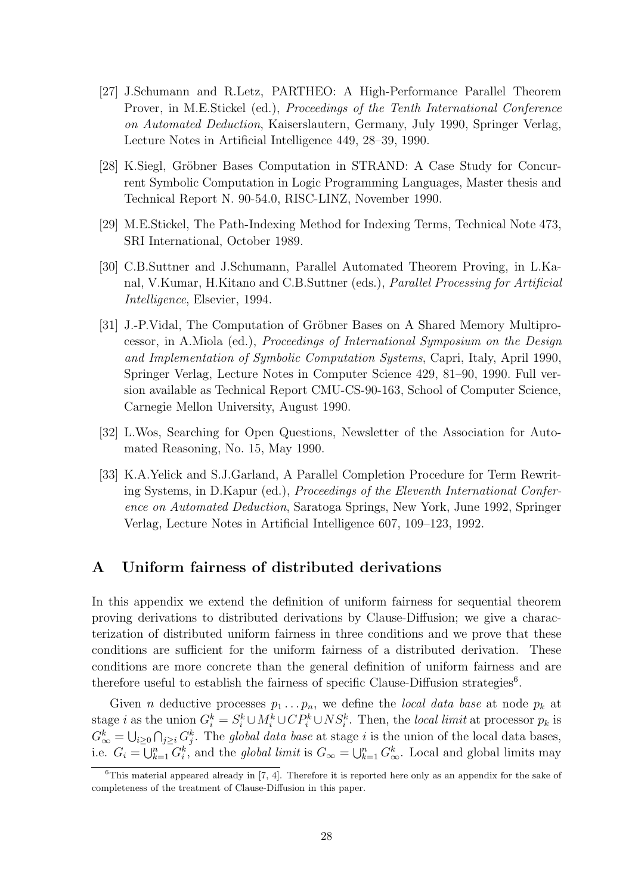[27] J.Schumann and R.Letz, PARTHEO: A High-Performance Parallel Theorem Prover, in M.E.Stickel (ed.), *Proceedings of the Tenth International Conference on Automated Deduction*, Kaiserslautern, Germany, July 1990, Springer Verlag, Lecture Notes in Artificial Intelligence 449, 28–39, 1990.

[28] K.Siegl, Gröbner Bases Computation in STRAND: A Case Study for Concurrent Symbolic Computation in Logic Programming Languages, Master thesis and Technical Report N. 90-54.0, RISC-LINZ, November 1990.

[29] M.E.Stickel, The Path-Indexing Method for Indexing Terms, Technical Note 473, SRI International, October 1989.

[30] C.B.Suttner and J.Schumann, Parallel Automated Theorem Proving, in L.Kanal, V.Kumar, H.Kitano and C.B.Suttner (eds.), *Parallel Processing for Artificial Intelligence*, Elsevier, 1994.

[31] J.-P.Vidal, The Computation of Gröbner Bases on A Shared Memory Multiprocessor, in A.Miola (ed.), *Proceedings of International Symposium on the Design and Implementation of Symbolic Computation Systems*, Capri, Italy, April 1990, Springer Verlag, Lecture Notes in Computer Science 429, 81–90, 1990. Full version available as Technical Report CMU-CS-90-163, School of Computer Science, Carnegie Mellon University, August 1990.

[32] L.Wos, Searching for Open Questions, Newsletter of the Association for Automated Reasoning, No. 15, May 1990.

[33] K.A.Yelick and S.J.Garland, A Parallel Completion Procedure for Term Rewriting Systems, in D.Kapur (ed.), *Proceedings of the Eleventh International Conference on Automated Deduction*, Saratoga Springs, New York, June 1992, Springer Verlag, Lecture Notes in Artificial Intelligence 607, 109–123, 1992.

# A Uniform fairness of distributed derivations

In this appendix we extend the definition of uniform fairness for sequential theorem proving derivations to distributed derivations by Clause-Diffusion; we give a characterization of distributed uniform fairness in three conditions and we prove that these conditions are sufficient for the uniform fairness of a distributed derivation. These conditions are more concrete than the general definition of uniform fairness and are therefore useful to establish the fairness of specific Clause-Diffusion strategies[6].

Given $n$ deductive processes $p_1 \dots p_n$, we define the *local data base* at node $p_k$ at stage $i$ as the union $G_i^k = S_i^k \cup M_i^k \cup CP_i^k \cup NS_i^k$. Then, the *local limit* at processor $p_k$ is $G_\infty^k = \bigcup_{i \geq 0} \bigcap_{j \geq i} G_j^k$. The *global data base* at stage $i$ is the union of the local data bases, i.e. $G_i = \bigcup_{k=1}^n G_i^k$, and the *global limit* is $G_\infty = \bigcup_{k=1}^n G_\infty^k$. Local and global limits may

[6] This material appeared already in [7, 4]. Therefore it is reported here only as an appendix for the sake of completeness of the treatment of Clause-Diffusion in this paper.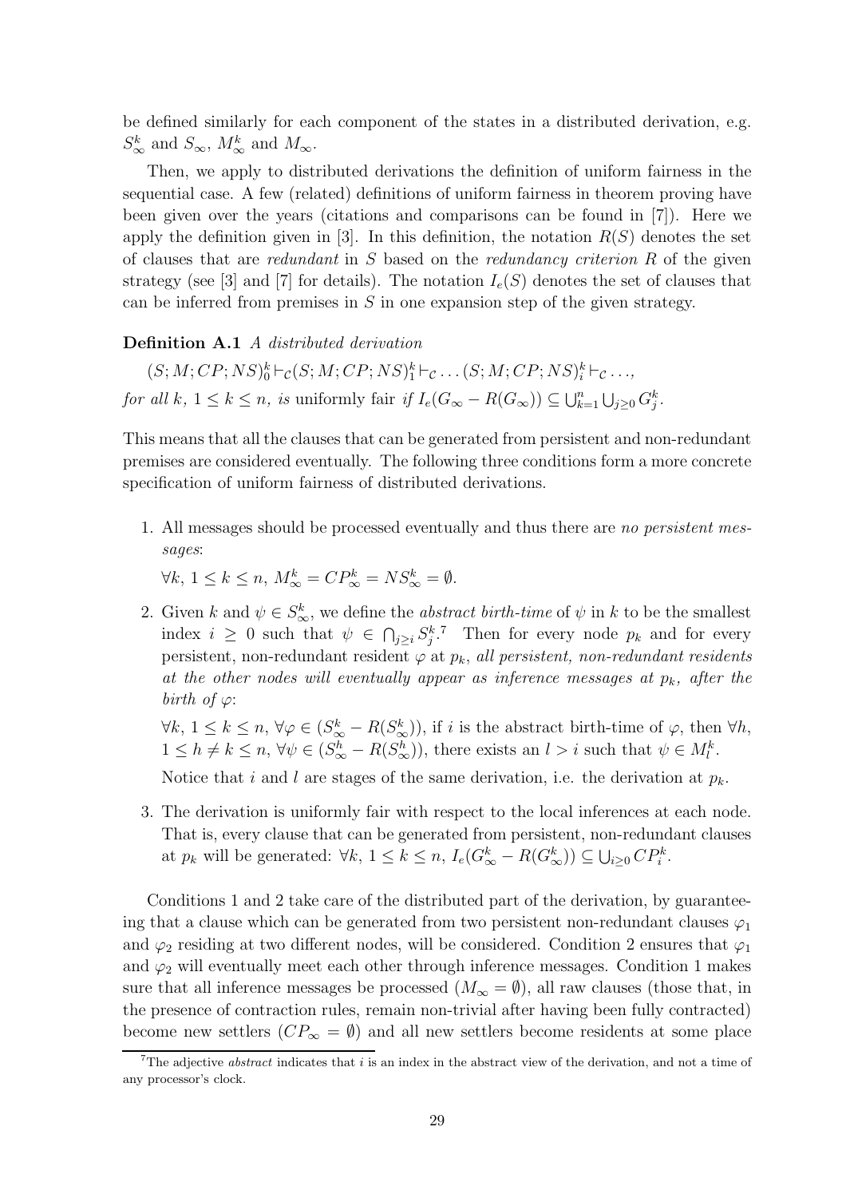be defined similarly for each component of the states in a distributed derivation, e.g. $S^k_\infty$ and $S_\infty$, $M^k_\infty$ and $M_\infty$.

Then, we apply to distributed derivations the definition of uniform fairness in the sequential case. A few (related) definitions of uniform fairness in theorem proving have been given over the years (citations and comparisons can be found in [7]). Here we apply the definition given in [3]. In this definition, the notation $R(S)$ denotes the set of clauses that are *redundant* in $S$ based on the *redundancy criterion* $R$ of the given strategy (see [3] and [7] for details). The notation $I_e(S)$ denotes the set of clauses that can be inferred from premises in $S$ in one expansion step of the given strategy.

**Definition A.1** *A distributed derivation*

$(S; M; CP; NS)^k_0 \vdash_{\mathcal{C}} (S; M; CP; NS)^k_1 \vdash_{\mathcal{C}} \ldots (S; M; CP; NS)^k_i \vdash_{\mathcal{C}} \ldots,$
*for all* $k$, $1 \leq k \leq n$, *is* uniformly fair *if* $I_e(G_\infty - R(G_\infty)) \subseteq \bigcup_{k=1}^n \bigcup_{j \geq 0} G^k_j$.

This means that all the clauses that can be generated from persistent and non-redundant premises are considered eventually. The following three conditions form a more concrete specification of uniform fairness of distributed derivations.

1. All messages should be processed eventually and thus there are *no persistent messages*:

   $\forall k$, $1 \leq k \leq n$, $M^k_\infty = CP^k_\infty = NS^k_\infty = \emptyset$.

2. Given $k$ and $\psi \in S^k_\infty$, we define the *abstract birth-time* of $\psi$ in $k$ to be the smallest index $i \geq 0$ such that $\psi \in \bigcap_{j \geq i} S^k_j$.[7] Then for every node $p_k$ and for every persistent, non-redundant resident $\varphi$ at $p_k$, *all persistent, non-redundant residents at the other nodes will eventually appear as inference messages at* $p_k$*, after the birth of* $\varphi$:

   $\forall k$, $1 \leq k \leq n$, $\forall \varphi \in (S^k_\infty - R(S^k_\infty))$, if $i$ is the abstract birth-time of $\varphi$, then $\forall h$, $1 \leq h \neq k \leq n$, $\forall \psi \in (S^h_\infty - R(S^h_\infty))$, there exists an $l > i$ such that $\psi \in M^k_l$.

   Notice that $i$ and $l$ are stages of the same derivation, i.e. the derivation at $p_k$.

3. The derivation is uniformly fair with respect to the local inferences at each node. That is, every clause that can be generated from persistent, non-redundant clauses at $p_k$ will be generated: $\forall k$, $1 \leq k \leq n$, $I_e(G^k_\infty - R(G^k_\infty)) \subseteq \bigcup_{i \geq 0} CP^k_i$.

Conditions 1 and 2 take care of the distributed part of the derivation, by guaranteeing that a clause which can be generated from two persistent non-redundant clauses $\varphi_1$ and $\varphi_2$ residing at two different nodes, will be considered. Condition 2 ensures that $\varphi_1$ and $\varphi_2$ will eventually meet each other through inference messages. Condition 1 makes sure that all inference messages be processed ($M_\infty = \emptyset$), all raw clauses (those that, in the presence of contraction rules, remain non-trivial after having been fully contracted) become new settlers ($CP_\infty = \emptyset$) and all new settlers become residents at some place

[7] The adjective *abstract* indicates that $i$ is an index in the abstract view of the derivation, and not a time of any processor's clock.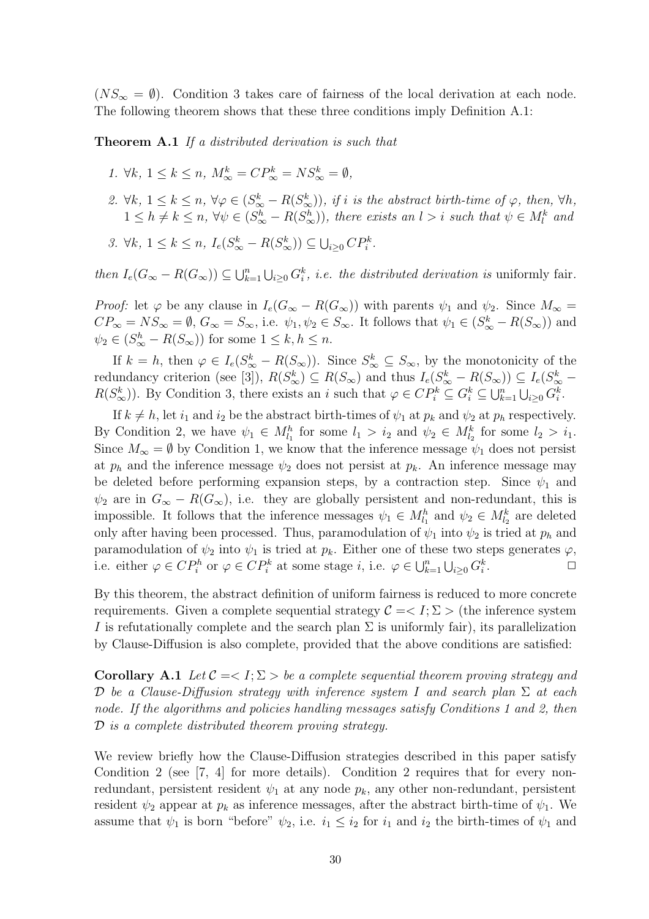($NS_\infty = \emptyset$). Condition 3 takes care of fairness of the local derivation at each node. The following theorem shows that these three conditions imply Definition A.1:

**Theorem A.1** *If a distributed derivation is such that*

1. $\forall k,\ 1 \leq k \leq n,\ M^k_\infty = CP^k_\infty = NS^k_\infty = \emptyset$,
2. $\forall k,\ 1 \leq k \leq n,\ \forall \varphi \in (S^k_\infty - R(S^k_\infty))$, *if $i$ is the abstract birth-time of $\varphi$, then,* $\forall h,\ 1 \leq h \neq k \leq n,\ \forall \psi \in (S^h_\infty - R(S^h_\infty))$, *there exists an $l > i$ such that $\psi \in M^k_l$ and*
3. $\forall k,\ 1 \leq k \leq n,\ I_e(S^k_\infty - R(S^k_\infty)) \subseteq \bigcup_{i \geq 0} CP^k_i$.

*then $I_e(G_\infty - R(G_\infty)) \subseteq \bigcup_{k=1}^n \bigcup_{i \geq 0} G^k_i$, i.e. the distributed derivation is* uniformly fair.

*Proof:* let $\varphi$ be any clause in $I_e(G_\infty - R(G_\infty))$ with parents $\psi_1$ and $\psi_2$. Since $M_\infty = CP_\infty = NS_\infty = \emptyset$, $G_\infty = S_\infty$, i.e. $\psi_1, \psi_2 \in S_\infty$. It follows that $\psi_1 \in (S^k_\infty - R(S_\infty))$ and $\psi_2 \in (S^h_\infty - R(S_\infty))$ for some $1 \leq k, h \leq n$.

If $k = h$, then $\varphi \in I_e(S^k_\infty - R(S_\infty))$. Since $S^k_\infty \subseteq S_\infty$, by the monotonicity of the redundancy criterion (see [3]), $R(S^k_\infty) \subseteq R(S_\infty)$ and thus $I_e(S^k_\infty - R(S_\infty)) \subseteq I_e(S^k_\infty - R(S^k_\infty))$. By Condition 3, there exists an $i$ such that $\varphi \in CP^k_i \subseteq G^k_i \subseteq \bigcup_{k=1}^n \bigcup_{i \geq 0} G^k_i$.

If $k \neq h$, let $i_1$ and $i_2$ be the abstract birth-times of $\psi_1$ at $p_k$ and $\psi_2$ at $p_h$ respectively. By Condition 2, we have $\psi_1 \in M^h_{l_1}$ for some $l_1 > i_2$ and $\psi_2 \in M^k_{l_2}$ for some $l_2 > i_1$. Since $M_\infty = \emptyset$ by Condition 1, we know that the inference message $\psi_1$ does not persist at $p_h$ and the inference message $\psi_2$ does not persist at $p_k$. An inference message may be deleted before performing expansion steps, by a contraction step. Since $\psi_1$ and $\psi_2$ are in $G_\infty - R(G_\infty)$, i.e. they are globally persistent and non-redundant, this is impossible. It follows that the inference messages $\psi_1 \in M^h_{l_1}$ and $\psi_2 \in M^k_{l_2}$ are deleted only after having been processed. Thus, paramodulation of $\psi_1$ into $\psi_2$ is tried at $p_h$ and paramodulation of $\psi_2$ into $\psi_1$ is tried at $p_k$. Either one of these two steps generates $\varphi$, i.e. either $\varphi \in CP^h_i$ or $\varphi \in CP^k_i$ at some stage $i$, i.e. $\varphi \in \bigcup_{k=1}^n \bigcup_{i \geq 0} G^k_i$. □

By this theorem, the abstract definition of uniform fairness is reduced to more concrete requirements. Given a complete sequential strategy $\mathcal{C} =< I; \Sigma >$ (the inference system $I$ is refutationally complete and the search plan $\Sigma$ is uniformly fair), its parallelization by Clause-Diffusion is also complete, provided that the above conditions are satisfied:

**Corollary A.1** *Let $\mathcal{C} =< I; \Sigma >$ be a complete sequential theorem proving strategy and $\mathcal{D}$ be a Clause-Diffusion strategy with inference system $I$ and search plan $\Sigma$ at each node. If the algorithms and policies handling messages satisfy Conditions 1 and 2, then $\mathcal{D}$ is a complete distributed theorem proving strategy.*

We review briefly how the Clause-Diffusion strategies described in this paper satisfy Condition 2 (see [7, 4] for more details). Condition 2 requires that for every non-redundant, persistent resident $\psi_1$ at any node $p_k$, any other non-redundant, persistent resident $\psi_2$ appear at $p_k$ as inference messages, after the abstract birth-time of $\psi_1$. We assume that $\psi_1$ is born "before" $\psi_2$, i.e. $i_1 \leq i_2$ for $i_1$ and $i_2$ the birth-times of $\psi_1$ and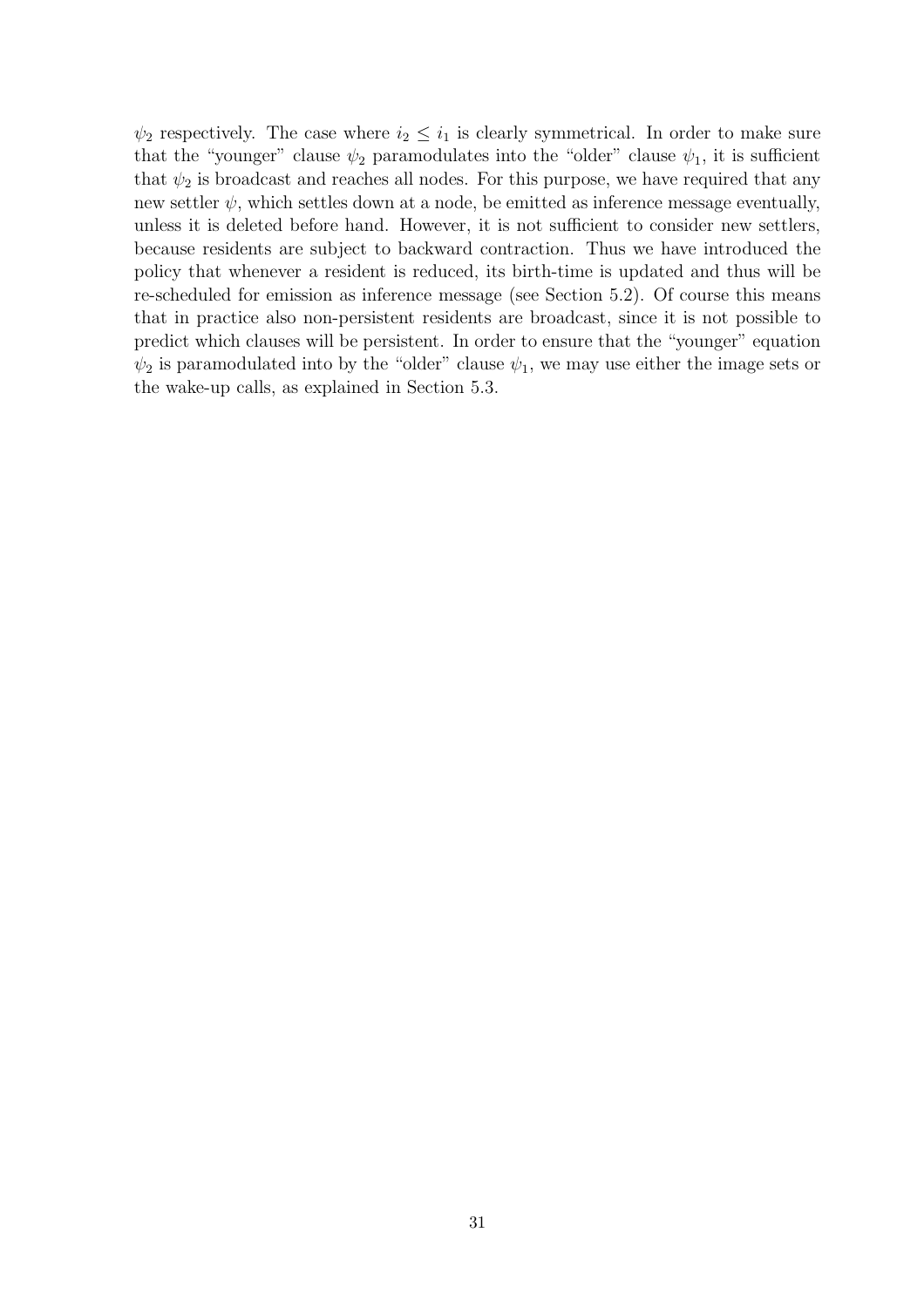$\psi_2$ respectively. The case where $i_2 \leq i_1$ is clearly symmetrical. In order to make sure that the "younger" clause $\psi_2$ paramodulates into the "older" clause $\psi_1$, it is sufficient that $\psi_2$ is broadcast and reaches all nodes. For this purpose, we have required that any new settler $\psi$, which settles down at a node, be emitted as inference message eventually, unless it is deleted before hand. However, it is not sufficient to consider new settlers, because residents are subject to backward contraction. Thus we have introduced the policy that whenever a resident is reduced, its birth-time is updated and thus will be re-scheduled for emission as inference message (see Section 5.2). Of course this means that in practice also non-persistent residents are broadcast, since it is not possible to predict which clauses will be persistent. In order to ensure that the "younger" equation $\psi_2$ is paramodulated into by the "older" clause $\psi_1$, we may use either the image sets or the wake-up calls, as explained in Section 5.3.